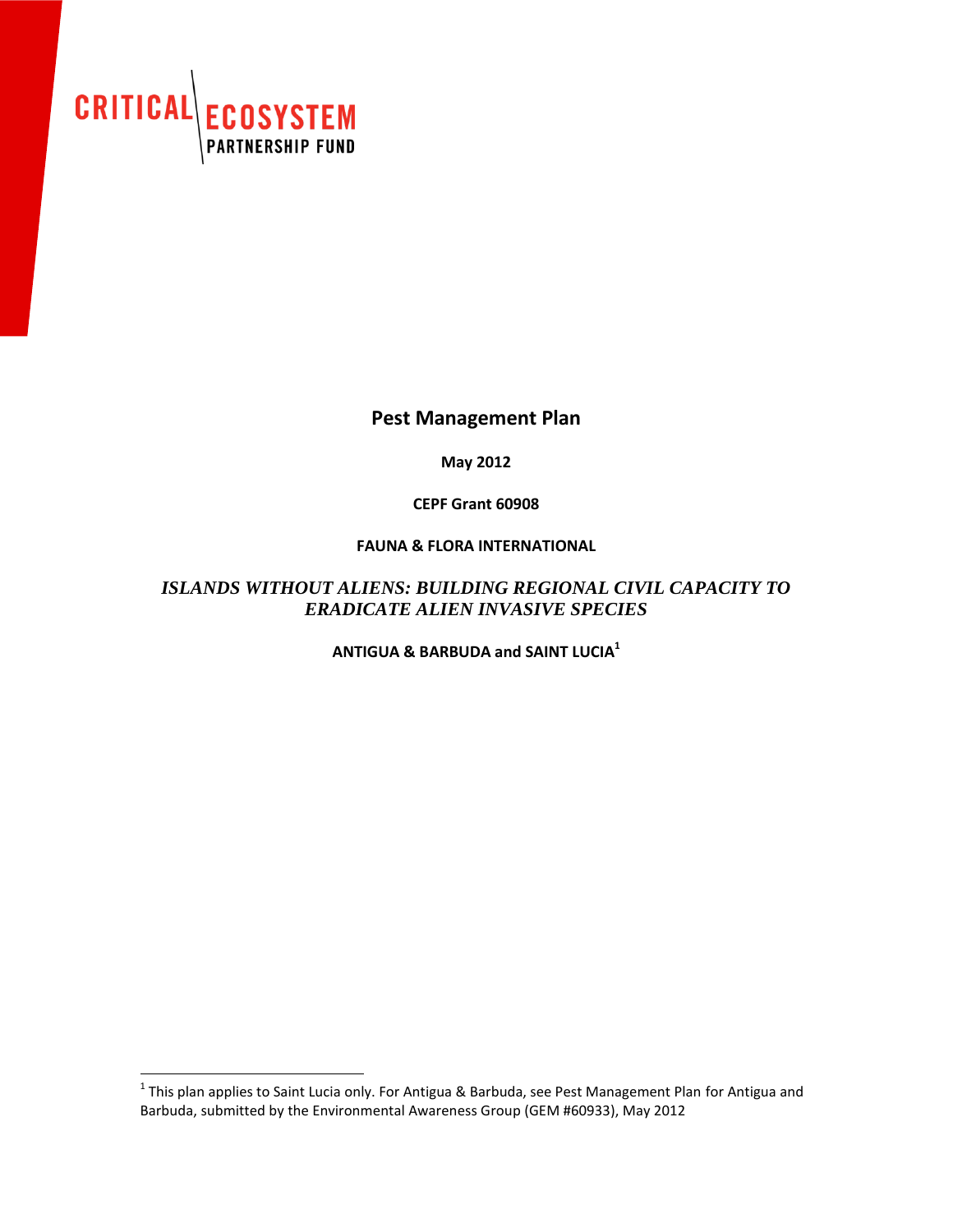CRITICAL ECOSYSTEM PARTNERSHIP FUND

# Pest Management Plan

**May 2012**

**CEPF Grant 60908**

**FAUNA & FLORA INTERNATIONAL**

***ISLANDS WITHOUT ALIENS: BUILDING REGIONAL CIVIL CAPACITY TO ERADICATE ALIEN INVASIVE SPECIES***

**ANTIGUA & BARBUDA and SAINT LUCIA[1]**

---

[1] This plan applies to Saint Lucia only. For Antigua & Barbuda, see Pest Management Plan for Antigua and Barbuda, submitted by the Environmental Awareness Group (GEM #60933), May 2012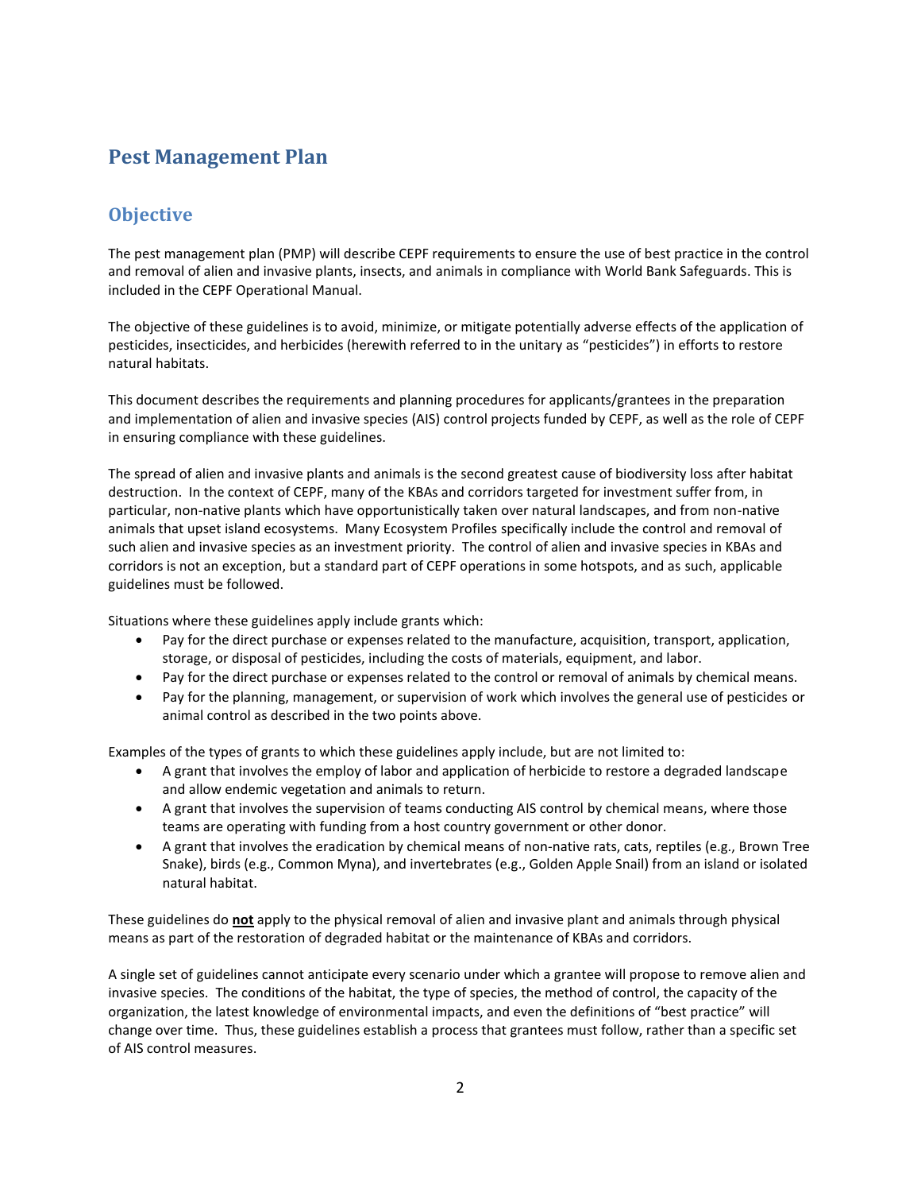# Pest Management Plan

## Objective

The pest management plan (PMP) will describe CEPF requirements to ensure the use of best practice in the control and removal of alien and invasive plants, insects, and animals in compliance with World Bank Safeguards. This is included in the CEPF Operational Manual.

The objective of these guidelines is to avoid, minimize, or mitigate potentially adverse effects of the application of pesticides, insecticides, and herbicides (herewith referred to in the unitary as "pesticides") in efforts to restore natural habitats.

This document describes the requirements and planning procedures for applicants/grantees in the preparation and implementation of alien and invasive species (AIS) control projects funded by CEPF, as well as the role of CEPF in ensuring compliance with these guidelines.

The spread of alien and invasive plants and animals is the second greatest cause of biodiversity loss after habitat destruction. In the context of CEPF, many of the KBAs and corridors targeted for investment suffer from, in particular, non-native plants which have opportunistically taken over natural landscapes, and from non-native animals that upset island ecosystems. Many Ecosystem Profiles specifically include the control and removal of such alien and invasive species as an investment priority. The control of alien and invasive species in KBAs and corridors is not an exception, but a standard part of CEPF operations in some hotspots, and as such, applicable guidelines must be followed.

Situations where these guidelines apply include grants which:

- Pay for the direct purchase or expenses related to the manufacture, acquisition, transport, application, storage, or disposal of pesticides, including the costs of materials, equipment, and labor.
- Pay for the direct purchase or expenses related to the control or removal of animals by chemical means.
- Pay for the planning, management, or supervision of work which involves the general use of pesticides or animal control as described in the two points above.

Examples of the types of grants to which these guidelines apply include, but are not limited to:

- A grant that involves the employ of labor and application of herbicide to restore a degraded landscape and allow endemic vegetation and animals to return.
- A grant that involves the supervision of teams conducting AIS control by chemical means, where those teams are operating with funding from a host country government or other donor.
- A grant that involves the eradication by chemical means of non-native rats, cats, reptiles (e.g., Brown Tree Snake), birds (e.g., Common Myna), and invertebrates (e.g., Golden Apple Snail) from an island or isolated natural habitat.

These guidelines do **not** apply to the physical removal of alien and invasive plant and animals through physical means as part of the restoration of degraded habitat or the maintenance of KBAs and corridors.

A single set of guidelines cannot anticipate every scenario under which a grantee will propose to remove alien and invasive species. The conditions of the habitat, the type of species, the method of control, the capacity of the organization, the latest knowledge of environmental impacts, and even the definitions of "best practice" will change over time. Thus, these guidelines establish a process that grantees must follow, rather than a specific set of AIS control measures.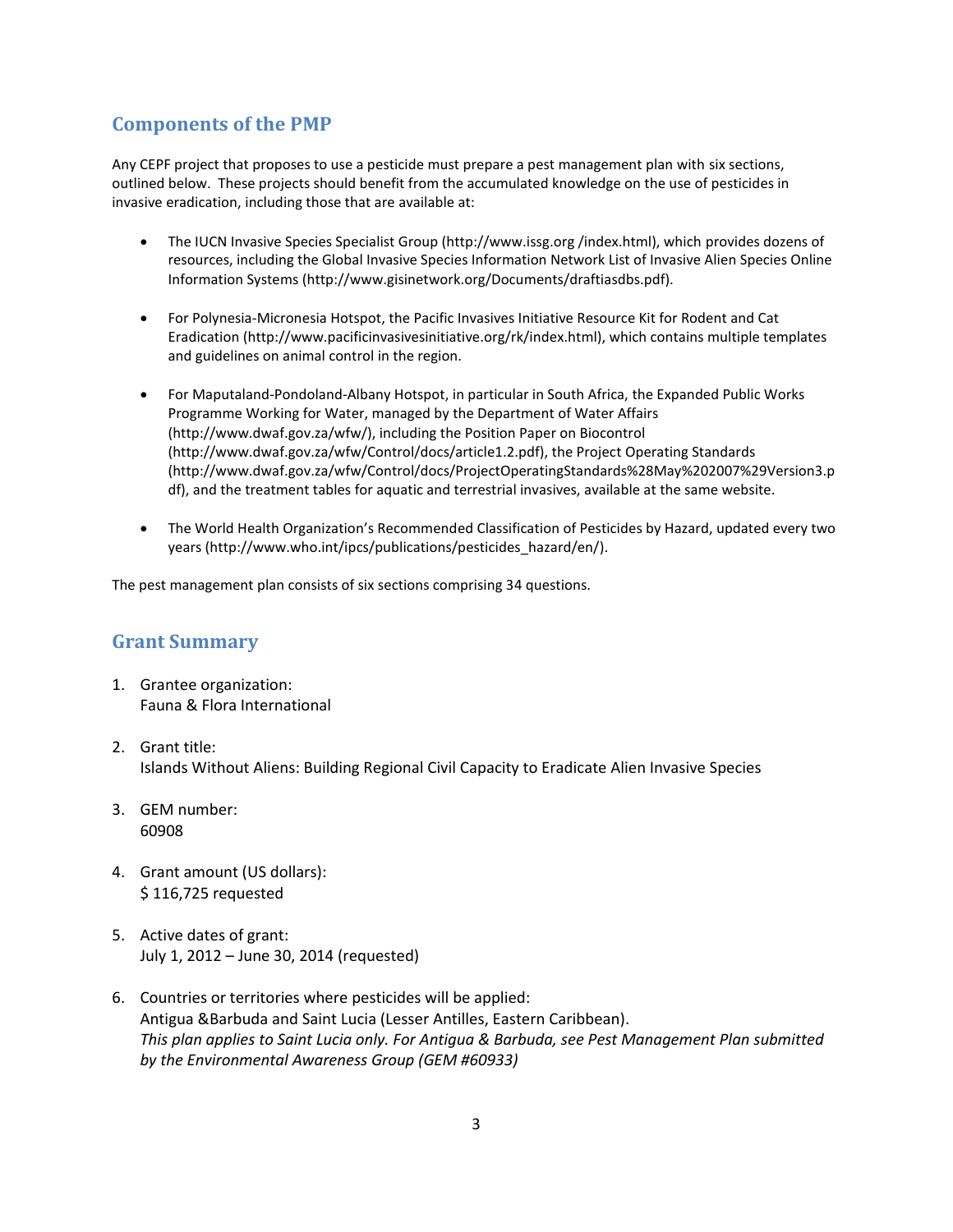## Components of the PMP

Any CEPF project that proposes to use a pesticide must prepare a pest management plan with six sections, outlined below. These projects should benefit from the accumulated knowledge on the use of pesticides in invasive eradication, including those that are available at:

- The IUCN Invasive Species Specialist Group (http://www.issg.org /index.html), which provides dozens of resources, including the Global Invasive Species Information Network List of Invasive Alien Species Online Information Systems (http://www.gisinetwork.org/Documents/draftiasdbs.pdf).

- For Polynesia-Micronesia Hotspot, the Pacific Invasives Initiative Resource Kit for Rodent and Cat Eradication (http://www.pacificinvasivesinitiative.org/rk/index.html), which contains multiple templates and guidelines on animal control in the region.

- For Maputaland-Pondoland-Albany Hotspot, in particular in South Africa, the Expanded Public Works Programme Working for Water, managed by the Department of Water Affairs (http://www.dwaf.gov.za/wfw/), including the Position Paper on Biocontrol (http://www.dwaf.gov.za/wfw/Control/docs/article1.2.pdf), the Project Operating Standards (http://www.dwaf.gov.za/wfw/Control/docs/ProjectOperatingStandards%28May%202007%29Version3.pdf), and the treatment tables for aquatic and terrestrial invasives, available at the same website.

- The World Health Organization's Recommended Classification of Pesticides by Hazard, updated every two years (http://www.who.int/ipcs/publications/pesticides_hazard/en/).

The pest management plan consists of six sections comprising 34 questions.

## Grant Summary

1. Grantee organization:
   Fauna & Flora International

2. Grant title:
   Islands Without Aliens: Building Regional Civil Capacity to Eradicate Alien Invasive Species

3. GEM number:
   60908

4. Grant amount (US dollars):
   $ 116,725 requested

5. Active dates of grant:
   July 1, 2012 – June 30, 2014 (requested)

6. Countries or territories where pesticides will be applied:
   Antigua &Barbuda and Saint Lucia (Lesser Antilles, Eastern Caribbean).
   *This plan applies to Saint Lucia only. For Antigua & Barbuda, see Pest Management Plan submitted by the Environmental Awareness Group (GEM #60933)*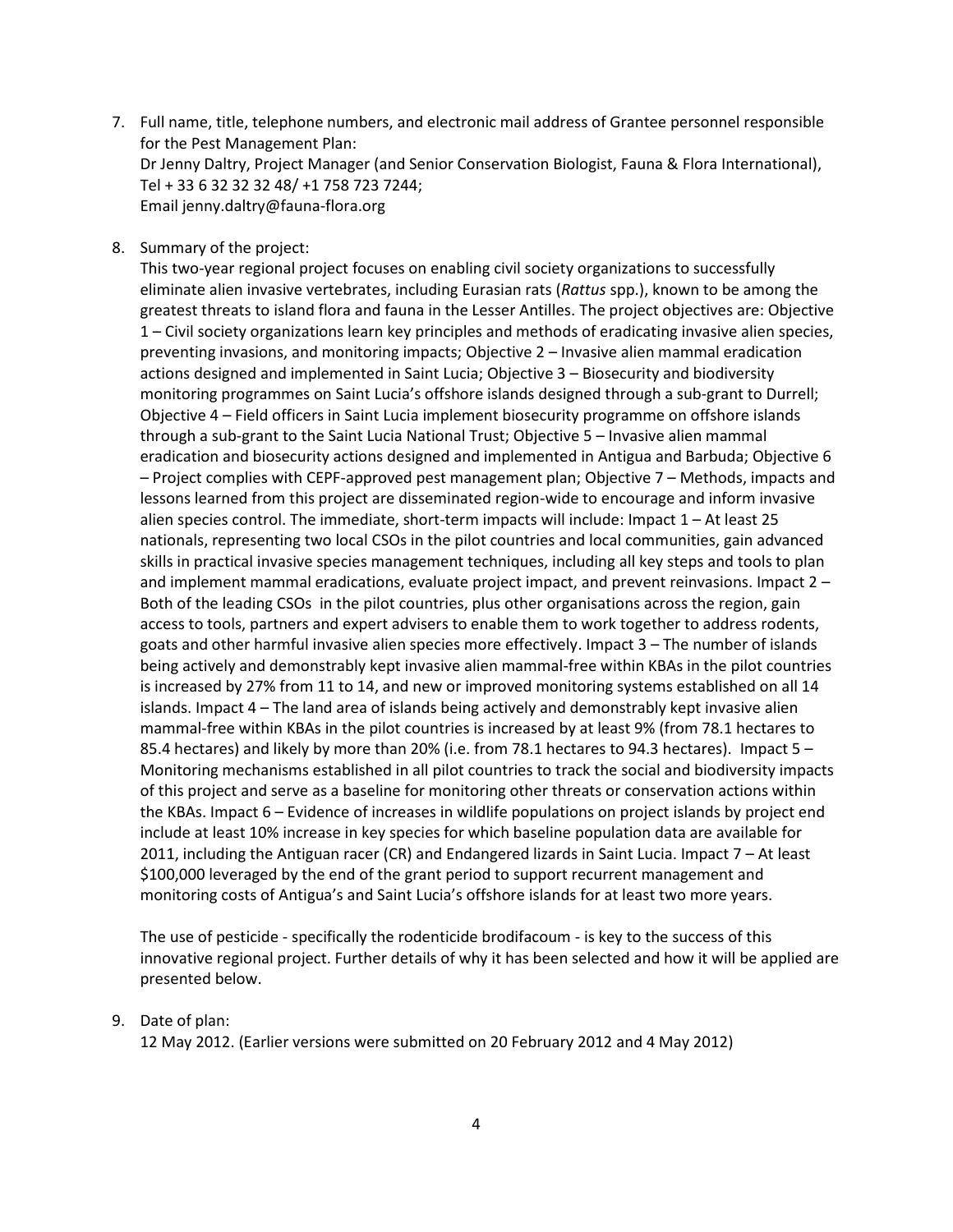7. Full name, title, telephone numbers, and electronic mail address of Grantee personnel responsible for the Pest Management Plan:
   Dr Jenny Daltry, Project Manager (and Senior Conservation Biologist, Fauna & Flora International), Tel + 33 6 32 32 32 48/ +1 758 723 7244;
   Email jenny.daltry@fauna-flora.org

8. Summary of the project:
   This two-year regional project focuses on enabling civil society organizations to successfully eliminate alien invasive vertebrates, including Eurasian rats (*Rattus* spp.), known to be among the greatest threats to island flora and fauna in the Lesser Antilles. The project objectives are: Objective 1 – Civil society organizations learn key principles and methods of eradicating invasive alien species, preventing invasions, and monitoring impacts; Objective 2 – Invasive alien mammal eradication actions designed and implemented in Saint Lucia; Objective 3 – Biosecurity and biodiversity monitoring programmes on Saint Lucia's offshore islands designed through a sub-grant to Durrell; Objective 4 – Field officers in Saint Lucia implement biosecurity programme on offshore islands through a sub-grant to the Saint Lucia National Trust; Objective 5 – Invasive alien mammal eradication and biosecurity actions designed and implemented in Antigua and Barbuda; Objective 6 – Project complies with CEPF-approved pest management plan; Objective 7 – Methods, impacts and lessons learned from this project are disseminated region-wide to encourage and inform invasive alien species control. The immediate, short-term impacts will include: Impact 1 – At least 25 nationals, representing two local CSOs in the pilot countries and local communities, gain advanced skills in practical invasive species management techniques, including all key steps and tools to plan and implement mammal eradications, evaluate project impact, and prevent reinvasions. Impact 2 – Both of the leading CSOs in the pilot countries, plus other organisations across the region, gain access to tools, partners and expert advisers to enable them to work together to address rodents, goats and other harmful invasive alien species more effectively. Impact 3 – The number of islands being actively and demonstrably kept invasive alien mammal-free within KBAs in the pilot countries is increased by 27% from 11 to 14, and new or improved monitoring systems established on all 14 islands. Impact 4 – The land area of islands being actively and demonstrably kept invasive alien mammal-free within KBAs in the pilot countries is increased by at least 9% (from 78.1 hectares to 85.4 hectares) and likely by more than 20% (i.e. from 78.1 hectares to 94.3 hectares). Impact 5 – Monitoring mechanisms established in all pilot countries to track the social and biodiversity impacts of this project and serve as a baseline for monitoring other threats or conservation actions within the KBAs. Impact 6 – Evidence of increases in wildlife populations on project islands by project end include at least 10% increase in key species for which baseline population data are available for 2011, including the Antiguan racer (CR) and Endangered lizards in Saint Lucia. Impact 7 – At least $100,000 leveraged by the end of the grant period to support recurrent management and monitoring costs of Antigua's and Saint Lucia's offshore islands for at least two more years.

   The use of pesticide - specifically the rodenticide brodifacoum - is key to the success of this innovative regional project. Further details of why it has been selected and how it will be applied are presented below.

9. Date of plan:
   12 May 2012. (Earlier versions were submitted on 20 February 2012 and 4 May 2012)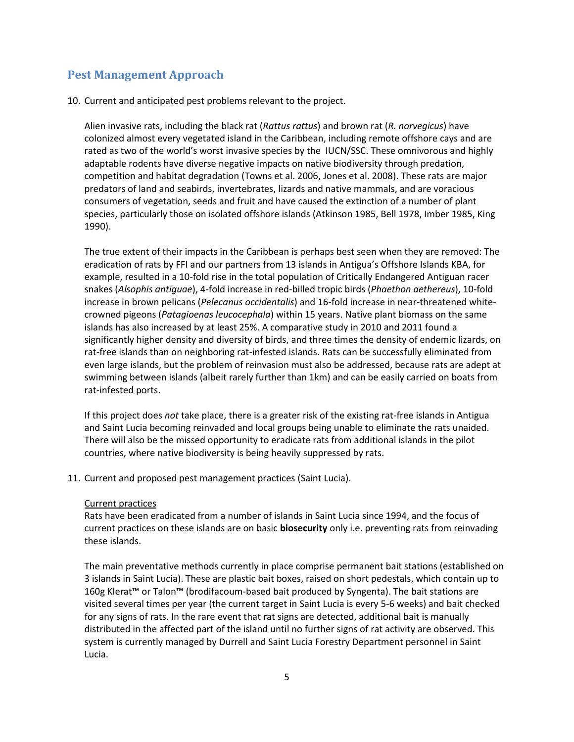## Pest Management Approach

10. Current and anticipated pest problems relevant to the project.

    Alien invasive rats, including the black rat (*Rattus rattus*) and brown rat (*R. norvegicus*) have colonized almost every vegetated island in the Caribbean, including remote offshore cays and are rated as two of the world's worst invasive species by the IUCN/SSC. These omnivorous and highly adaptable rodents have diverse negative impacts on native biodiversity through predation, competition and habitat degradation (Towns et al. 2006, Jones et al. 2008). These rats are major predators of land and seabirds, invertebrates, lizards and native mammals, and are voracious consumers of vegetation, seeds and fruit and have caused the extinction of a number of plant species, particularly those on isolated offshore islands (Atkinson 1985, Bell 1978, Imber 1985, King 1990).

    The true extent of their impacts in the Caribbean is perhaps best seen when they are removed: The eradication of rats by FFI and our partners from 13 islands in Antigua's Offshore Islands KBA, for example, resulted in a 10-fold rise in the total population of Critically Endangered Antiguan racer snakes (*Alsophis antiguae*), 4-fold increase in red-billed tropic birds (*Phaethon aethereus*), 10-fold increase in brown pelicans (*Pelecanus occidentalis*) and 16-fold increase in near-threatened white-crowned pigeons (*Patagioenas leucocephala*) within 15 years. Native plant biomass on the same islands has also increased by at least 25%. A comparative study in 2010 and 2011 found a significantly higher density and diversity of birds, and three times the density of endemic lizards, on rat-free islands than on neighboring rat-infested islands. Rats can be successfully eliminated from even large islands, but the problem of reinvasion must also be addressed, because rats are adept at swimming between islands (albeit rarely further than 1km) and can be easily carried on boats from rat-infested ports.

    If this project does *not* take place, there is a greater risk of the existing rat-free islands in Antigua and Saint Lucia becoming reinvaded and local groups being unable to eliminate the rats unaided. There will also be the missed opportunity to eradicate rats from additional islands in the pilot countries, where native biodiversity is being heavily suppressed by rats.

11. Current and proposed pest management practices (Saint Lucia).

    <u>Current practices</u>
    Rats have been eradicated from a number of islands in Saint Lucia since 1994, and the focus of current practices on these islands are on basic **biosecurity** only i.e. preventing rats from reinvading these islands.

    The main preventative methods currently in place comprise permanent bait stations (established on 3 islands in Saint Lucia). These are plastic bait boxes, raised on short pedestals, which contain up to 160g Klerat™ or Talon™ (brodifacoum-based bait produced by Syngenta). The bait stations are visited several times per year (the current target in Saint Lucia is every 5-6 weeks) and bait checked for any signs of rats. In the rare event that rat signs are detected, additional bait is manually distributed in the affected part of the island until no further signs of rat activity are observed. This system is currently managed by Durrell and Saint Lucia Forestry Department personnel in Saint Lucia.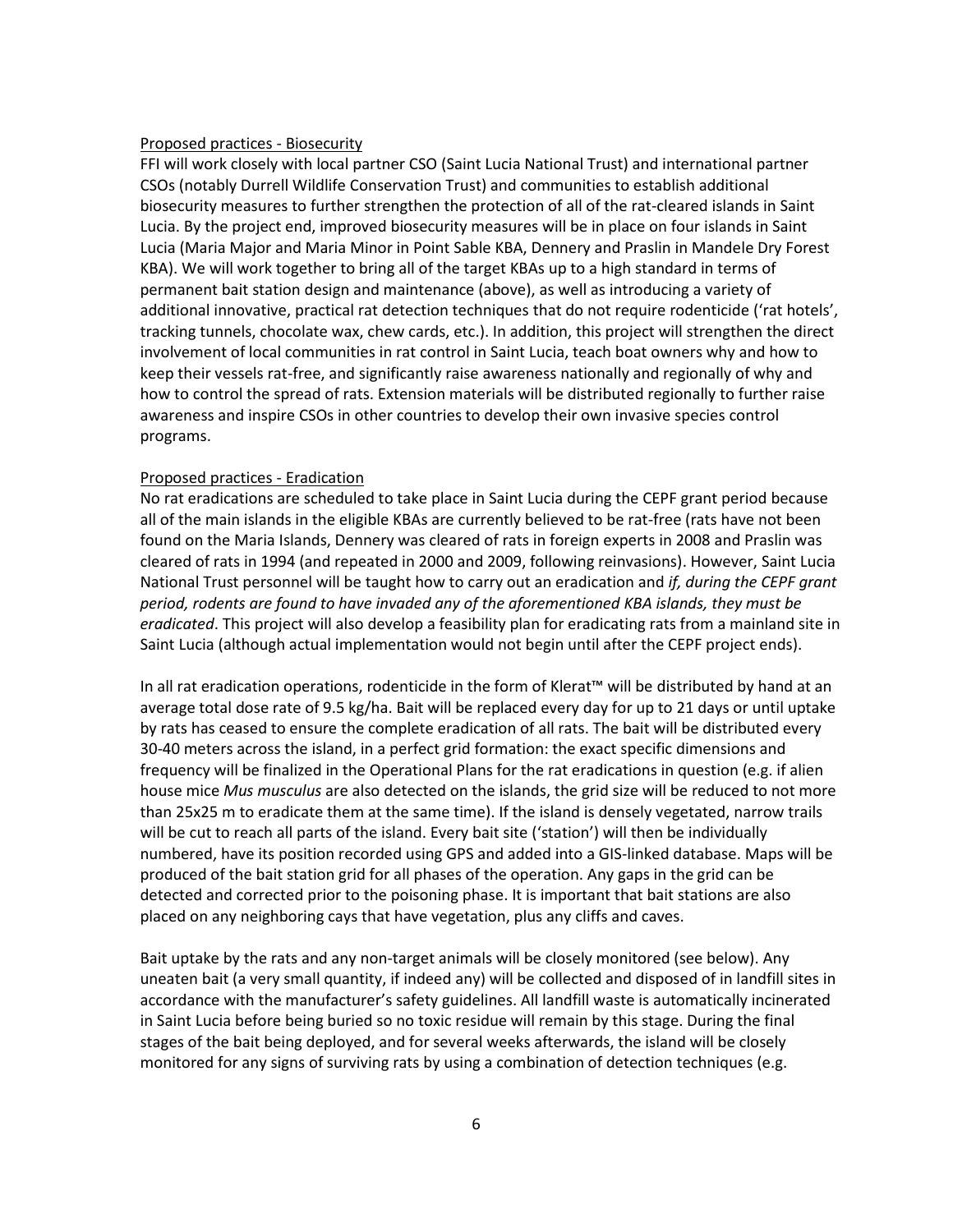Proposed practices - Biosecurity

FFI will work closely with local partner CSO (Saint Lucia National Trust) and international partner CSOs (notably Durrell Wildlife Conservation Trust) and communities to establish additional biosecurity measures to further strengthen the protection of all of the rat-cleared islands in Saint Lucia. By the project end, improved biosecurity measures will be in place on four islands in Saint Lucia (Maria Major and Maria Minor in Point Sable KBA, Dennery and Praslin in Mandele Dry Forest KBA). We will work together to bring all of the target KBAs up to a high standard in terms of permanent bait station design and maintenance (above), as well as introducing a variety of additional innovative, practical rat detection techniques that do not require rodenticide ('rat hotels', tracking tunnels, chocolate wax, chew cards, etc.). In addition, this project will strengthen the direct involvement of local communities in rat control in Saint Lucia, teach boat owners why and how to keep their vessels rat-free, and significantly raise awareness nationally and regionally of why and how to control the spread of rats. Extension materials will be distributed regionally to further raise awareness and inspire CSOs in other countries to develop their own invasive species control programs.

Proposed practices - Eradication

No rat eradications are scheduled to take place in Saint Lucia during the CEPF grant period because all of the main islands in the eligible KBAs are currently believed to be rat-free (rats have not been found on the Maria Islands, Dennery was cleared of rats in foreign experts in 2008 and Praslin was cleared of rats in 1994 (and repeated in 2000 and 2009, following reinvasions). However, Saint Lucia National Trust personnel will be taught how to carry out an eradication and *if, during the CEPF grant period, rodents are found to have invaded any of the aforementioned KBA islands, they must be eradicated*. This project will also develop a feasibility plan for eradicating rats from a mainland site in Saint Lucia (although actual implementation would not begin until after the CEPF project ends).

In all rat eradication operations, rodenticide in the form of Klerat™ will be distributed by hand at an average total dose rate of 9.5 kg/ha. Bait will be replaced every day for up to 21 days or until uptake by rats has ceased to ensure the complete eradication of all rats. The bait will be distributed every 30-40 meters across the island, in a perfect grid formation: the exact specific dimensions and frequency will be finalized in the Operational Plans for the rat eradications in question (e.g. if alien house mice *Mus musculus* are also detected on the islands, the grid size will be reduced to not more than 25x25 m to eradicate them at the same time). If the island is densely vegetated, narrow trails will be cut to reach all parts of the island. Every bait site ('station') will then be individually numbered, have its position recorded using GPS and added into a GIS-linked database. Maps will be produced of the bait station grid for all phases of the operation. Any gaps in the grid can be detected and corrected prior to the poisoning phase. It is important that bait stations are also placed on any neighboring cays that have vegetation, plus any cliffs and caves.

Bait uptake by the rats and any non-target animals will be closely monitored (see below). Any uneaten bait (a very small quantity, if indeed any) will be collected and disposed of in landfill sites in accordance with the manufacturer's safety guidelines. All landfill waste is automatically incinerated in Saint Lucia before being buried so no toxic residue will remain by this stage. During the final stages of the bait being deployed, and for several weeks afterwards, the island will be closely monitored for any signs of surviving rats by using a combination of detection techniques (e.g.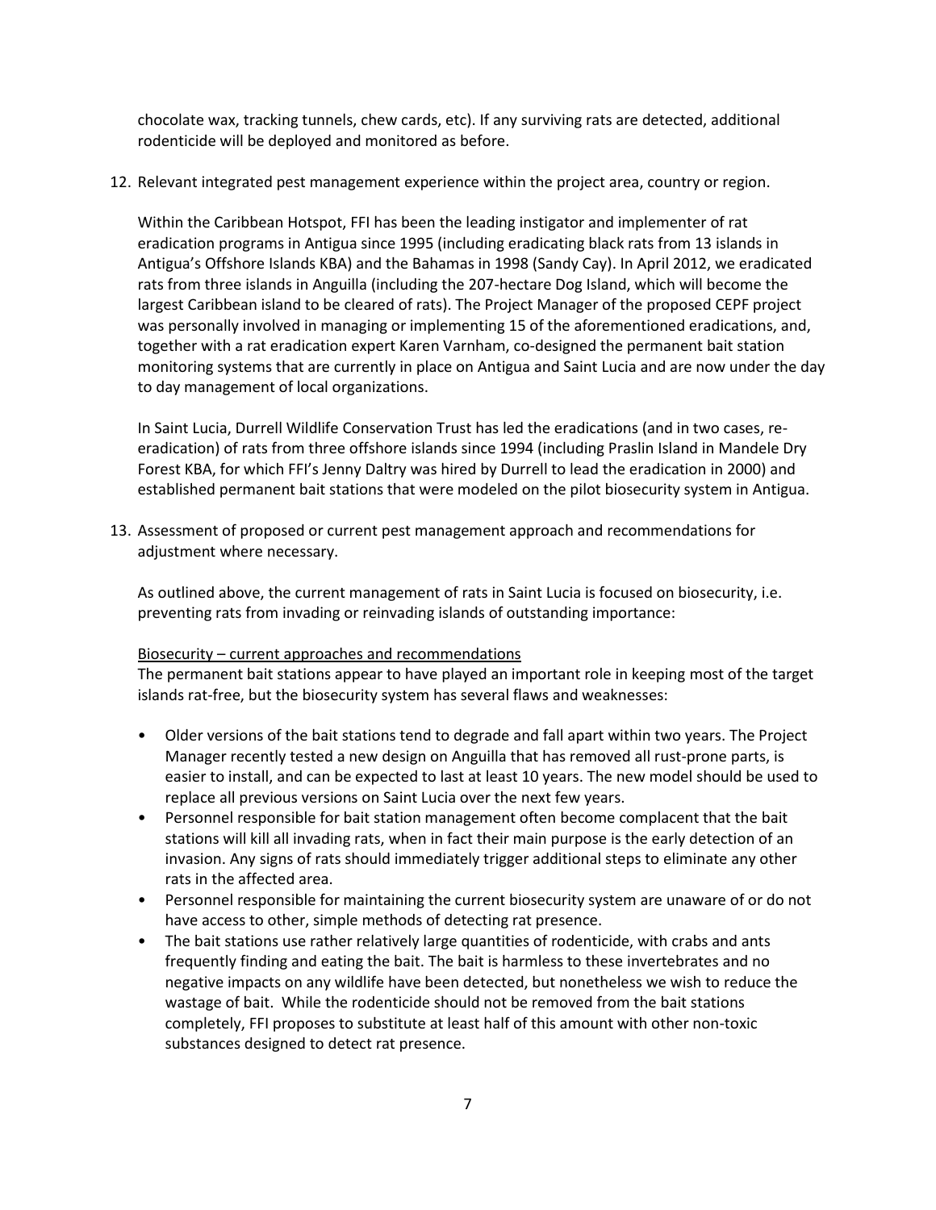chocolate wax, tracking tunnels, chew cards, etc). If any surviving rats are detected, additional rodenticide will be deployed and monitored as before.

12. Relevant integrated pest management experience within the project area, country or region.

    Within the Caribbean Hotspot, FFI has been the leading instigator and implementer of rat eradication programs in Antigua since 1995 (including eradicating black rats from 13 islands in Antigua's Offshore Islands KBA) and the Bahamas in 1998 (Sandy Cay). In April 2012, we eradicated rats from three islands in Anguilla (including the 207-hectare Dog Island, which will become the largest Caribbean island to be cleared of rats). The Project Manager of the proposed CEPF project was personally involved in managing or implementing 15 of the aforementioned eradications, and, together with a rat eradication expert Karen Varnham, co-designed the permanent bait station monitoring systems that are currently in place on Antigua and Saint Lucia and are now under the day to day management of local organizations.

    In Saint Lucia, Durrell Wildlife Conservation Trust has led the eradications (and in two cases, re-eradication) of rats from three offshore islands since 1994 (including Praslin Island in Mandele Dry Forest KBA, for which FFI's Jenny Daltry was hired by Durrell to lead the eradication in 2000) and established permanent bait stations that were modeled on the pilot biosecurity system in Antigua.

13. Assessment of proposed or current pest management approach and recommendations for adjustment where necessary.

    As outlined above, the current management of rats in Saint Lucia is focused on biosecurity, i.e. preventing rats from invading or reinvading islands of outstanding importance:

    Biosecurity – current approaches and recommendations

    The permanent bait stations appear to have played an important role in keeping most of the target islands rat-free, but the biosecurity system has several flaws and weaknesses:

    - Older versions of the bait stations tend to degrade and fall apart within two years. The Project Manager recently tested a new design on Anguilla that has removed all rust-prone parts, is easier to install, and can be expected to last at least 10 years. The new model should be used to replace all previous versions on Saint Lucia over the next few years.
    - Personnel responsible for bait station management often become complacent that the bait stations will kill all invading rats, when in fact their main purpose is the early detection of an invasion. Any signs of rats should immediately trigger additional steps to eliminate any other rats in the affected area.
    - Personnel responsible for maintaining the current biosecurity system are unaware of or do not have access to other, simple methods of detecting rat presence.
    - The bait stations use rather relatively large quantities of rodenticide, with crabs and ants frequently finding and eating the bait. The bait is harmless to these invertebrates and no negative impacts on any wildlife have been detected, but nonetheless we wish to reduce the wastage of bait. While the rodenticide should not be removed from the bait stations completely, FFI proposes to substitute at least half of this amount with other non-toxic substances designed to detect rat presence.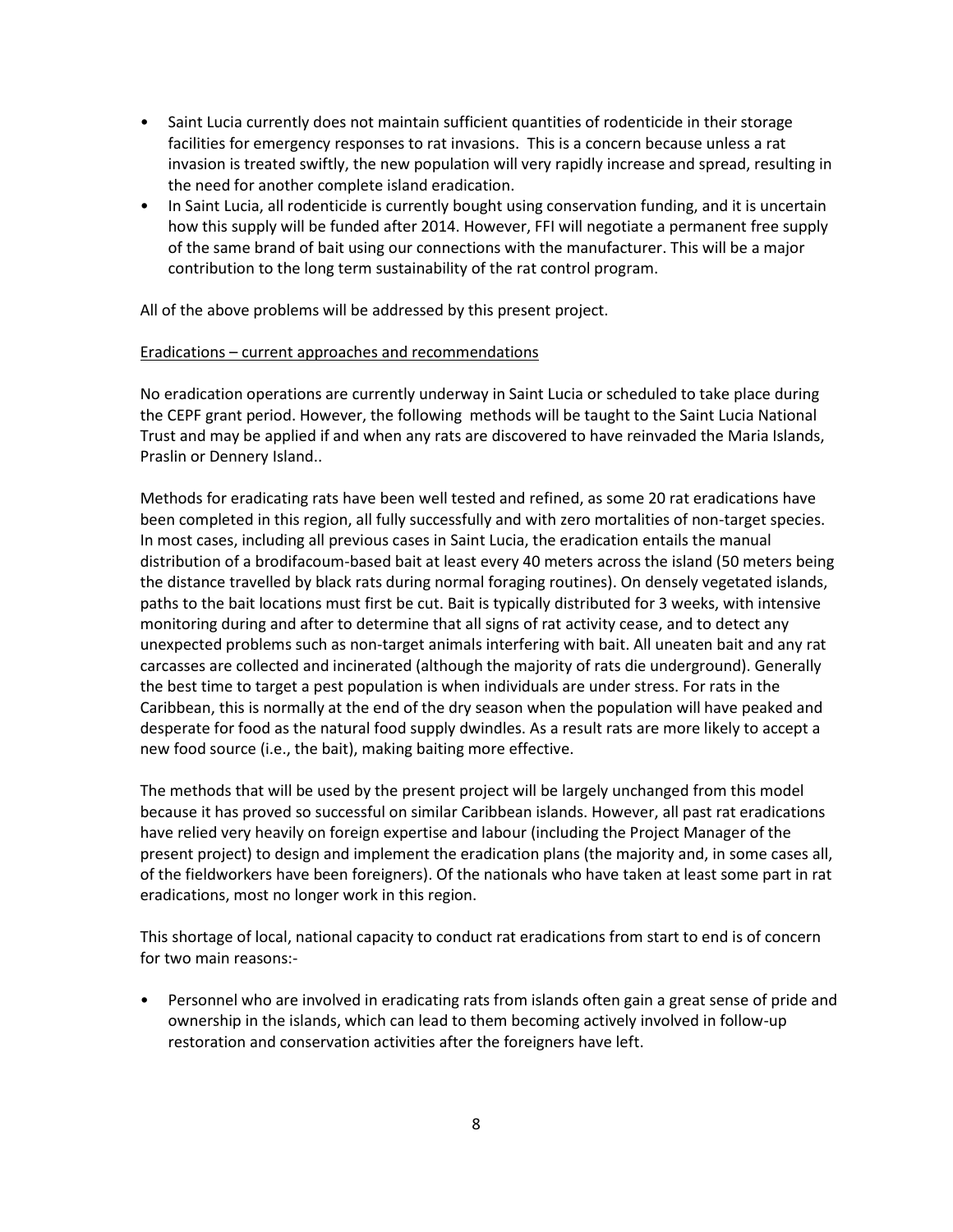- Saint Lucia currently does not maintain sufficient quantities of rodenticide in their storage facilities for emergency responses to rat invasions. This is a concern because unless a rat invasion is treated swiftly, the new population will very rapidly increase and spread, resulting in the need for another complete island eradication.
- In Saint Lucia, all rodenticide is currently bought using conservation funding, and it is uncertain how this supply will be funded after 2014. However, FFI will negotiate a permanent free supply of the same brand of bait using our connections with the manufacturer. This will be a major contribution to the long term sustainability of the rat control program.

All of the above problems will be addressed by this present project.

<u>Eradications – current approaches and recommendations</u>

No eradication operations are currently underway in Saint Lucia or scheduled to take place during the CEPF grant period. However, the following methods will be taught to the Saint Lucia National Trust and may be applied if and when any rats are discovered to have reinvaded the Maria Islands, Praslin or Dennery Island..

Methods for eradicating rats have been well tested and refined, as some 20 rat eradications have been completed in this region, all fully successfully and with zero mortalities of non-target species. In most cases, including all previous cases in Saint Lucia, the eradication entails the manual distribution of a brodifacoum-based bait at least every 40 meters across the island (50 meters being the distance travelled by black rats during normal foraging routines). On densely vegetated islands, paths to the bait locations must first be cut. Bait is typically distributed for 3 weeks, with intensive monitoring during and after to determine that all signs of rat activity cease, and to detect any unexpected problems such as non-target animals interfering with bait. All uneaten bait and any rat carcasses are collected and incinerated (although the majority of rats die underground). Generally the best time to target a pest population is when individuals are under stress. For rats in the Caribbean, this is normally at the end of the dry season when the population will have peaked and desperate for food as the natural food supply dwindles. As a result rats are more likely to accept a new food source (i.e., the bait), making baiting more effective.

The methods that will be used by the present project will be largely unchanged from this model because it has proved so successful on similar Caribbean islands. However, all past rat eradications have relied very heavily on foreign expertise and labour (including the Project Manager of the present project) to design and implement the eradication plans (the majority and, in some cases all, of the fieldworkers have been foreigners). Of the nationals who have taken at least some part in rat eradications, most no longer work in this region.

This shortage of local, national capacity to conduct rat eradications from start to end is of concern for two main reasons:-

- Personnel who are involved in eradicating rats from islands often gain a great sense of pride and ownership in the islands, which can lead to them becoming actively involved in follow-up restoration and conservation activities after the foreigners have left.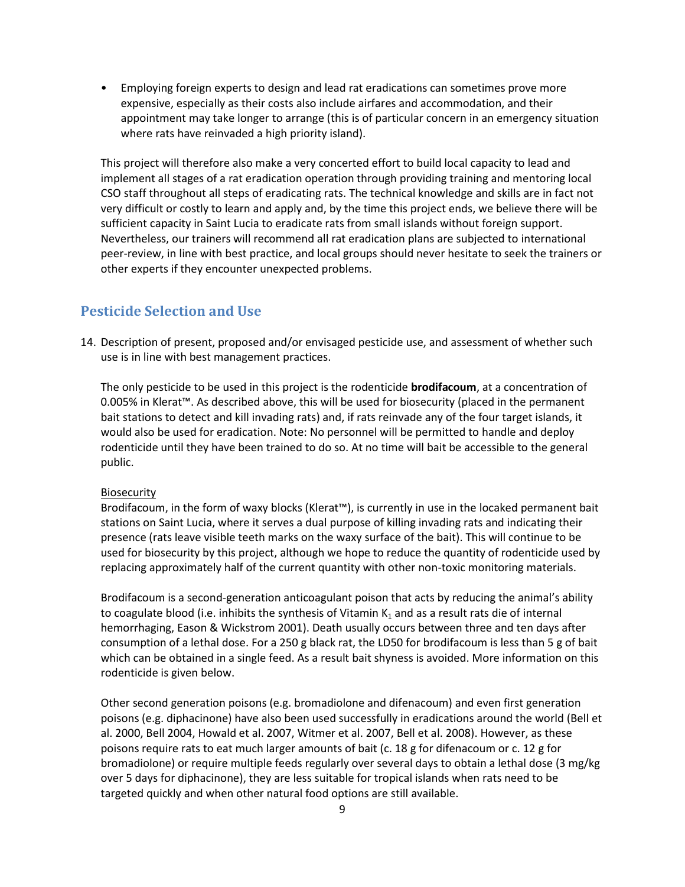- Employing foreign experts to design and lead rat eradications can sometimes prove more expensive, especially as their costs also include airfares and accommodation, and their appointment may take longer to arrange (this is of particular concern in an emergency situation where rats have reinvaded a high priority island).

This project will therefore also make a very concerted effort to build local capacity to lead and implement all stages of a rat eradication operation through providing training and mentoring local CSO staff throughout all steps of eradicating rats. The technical knowledge and skills are in fact not very difficult or costly to learn and apply and, by the time this project ends, we believe there will be sufficient capacity in Saint Lucia to eradicate rats from small islands without foreign support. Nevertheless, our trainers will recommend all rat eradication plans are subjected to international peer-review, in line with best practice, and local groups should never hesitate to seek the trainers or other experts if they encounter unexpected problems.

## Pesticide Selection and Use

14. Description of present, proposed and/or envisaged pesticide use, and assessment of whether such use is in line with best management practices.

The only pesticide to be used in this project is the rodenticide **brodifacoum**, at a concentration of 0.005% in Klerat™. As described above, this will be used for biosecurity (placed in the permanent bait stations to detect and kill invading rats) and, if rats reinvade any of the four target islands, it would also be used for eradication. Note: No personnel will be permitted to handle and deploy rodenticide until they have been trained to do so. At no time will bait be accessible to the general public.

<u>Biosecurity</u>

Brodifacoum, in the form of waxy blocks (Klerat™), is currently in use in the locaked permanent bait stations on Saint Lucia, where it serves a dual purpose of killing invading rats and indicating their presence (rats leave visible teeth marks on the waxy surface of the bait). This will continue to be used for biosecurity by this project, although we hope to reduce the quantity of rodenticide used by replacing approximately half of the current quantity with other non-toxic monitoring materials.

Brodifacoum is a second-generation anticoagulant poison that acts by reducing the animal's ability to coagulate blood (i.e. inhibits the synthesis of Vitamin $K_1$ and as a result rats die of internal hemorrhaging, Eason & Wickstrom 2001). Death usually occurs between three and ten days after consumption of a lethal dose. For a 250 g black rat, the LD50 for brodifacoum is less than 5 g of bait which can be obtained in a single feed. As a result bait shyness is avoided. More information on this rodenticide is given below.

Other second generation poisons (e.g. bromadiolone and difenacoum) and even first generation poisons (e.g. diphacinone) have also been used successfully in eradications around the world (Bell et al. 2000, Bell 2004, Howald et al. 2007, Witmer et al. 2007, Bell et al. 2008). However, as these poisons require rats to eat much larger amounts of bait (c. 18 g for difenacoum or c. 12 g for bromadiolone) or require multiple feeds regularly over several days to obtain a lethal dose (3 mg/kg over 5 days for diphacinone), they are less suitable for tropical islands when rats need to be targeted quickly and when other natural food options are still available.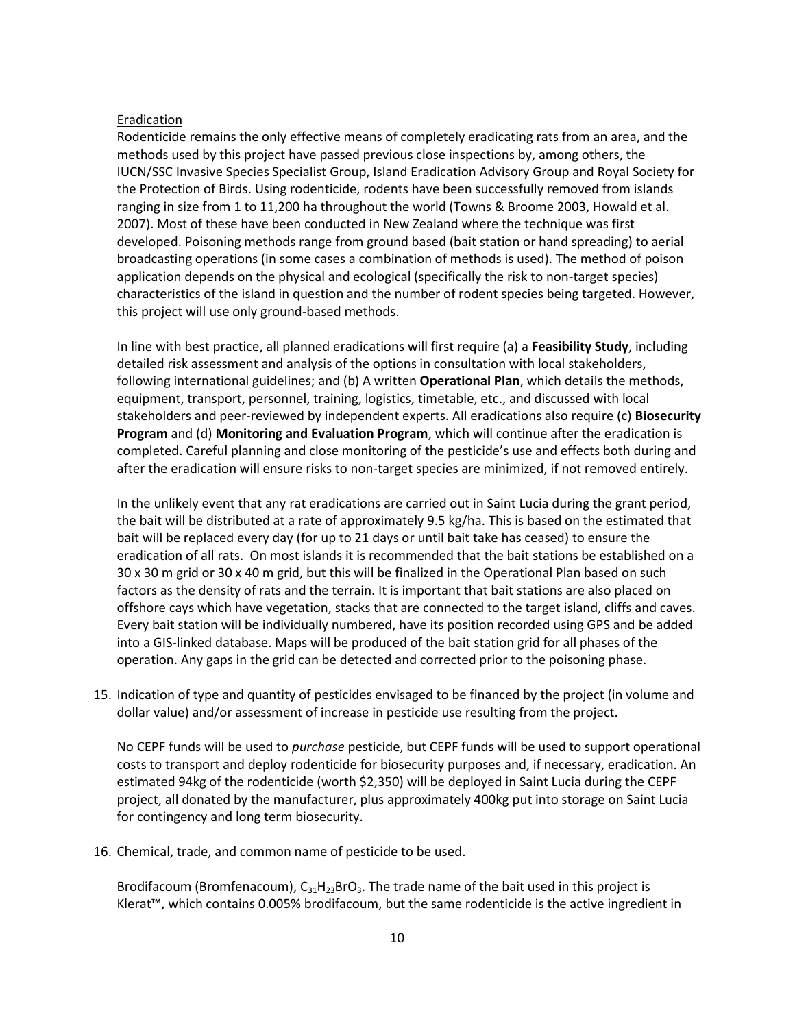Eradication

Rodenticide remains the only effective means of completely eradicating rats from an area, and the methods used by this project have passed previous close inspections by, among others, the IUCN/SSC Invasive Species Specialist Group, Island Eradication Advisory Group and Royal Society for the Protection of Birds. Using rodenticide, rodents have been successfully removed from islands ranging in size from 1 to 11,200 ha throughout the world (Towns & Broome 2003, Howald et al. 2007). Most of these have been conducted in New Zealand where the technique was first developed. Poisoning methods range from ground based (bait station or hand spreading) to aerial broadcasting operations (in some cases a combination of methods is used). The method of poison application depends on the physical and ecological (specifically the risk to non-target species) characteristics of the island in question and the number of rodent species being targeted. However, this project will use only ground-based methods.

In line with best practice, all planned eradications will first require (a) a **Feasibility Study**, including detailed risk assessment and analysis of the options in consultation with local stakeholders, following international guidelines; and (b) A written **Operational Plan**, which details the methods, equipment, transport, personnel, training, logistics, timetable, etc., and discussed with local stakeholders and peer-reviewed by independent experts. All eradications also require (c) **Biosecurity Program** and (d) **Monitoring and Evaluation Program**, which will continue after the eradication is completed. Careful planning and close monitoring of the pesticide's use and effects both during and after the eradication will ensure risks to non-target species are minimized, if not removed entirely.

In the unlikely event that any rat eradications are carried out in Saint Lucia during the grant period, the bait will be distributed at a rate of approximately 9.5 kg/ha. This is based on the estimated that bait will be replaced every day (for up to 21 days or until bait take has ceased) to ensure the eradication of all rats. On most islands it is recommended that the bait stations be established on a 30 x 30 m grid or 30 x 40 m grid, but this will be finalized in the Operational Plan based on such factors as the density of rats and the terrain. It is important that bait stations are also placed on offshore cays which have vegetation, stacks that are connected to the target island, cliffs and caves. Every bait station will be individually numbered, have its position recorded using GPS and be added into a GIS-linked database. Maps will be produced of the bait station grid for all phases of the operation. Any gaps in the grid can be detected and corrected prior to the poisoning phase.

15. Indication of type and quantity of pesticides envisaged to be financed by the project (in volume and dollar value) and/or assessment of increase in pesticide use resulting from the project.

    No CEPF funds will be used to *purchase* pesticide, but CEPF funds will be used to support operational costs to transport and deploy rodenticide for biosecurity purposes and, if necessary, eradication. An estimated 94kg of the rodenticide (worth $2,350) will be deployed in Saint Lucia during the CEPF project, all donated by the manufacturer, plus approximately 400kg put into storage on Saint Lucia for contingency and long term biosecurity.

16. Chemical, trade, and common name of pesticide to be used.

    Brodifacoum (Bromfenacoum), $C_{31}H_{23}BrO_3$. The trade name of the bait used in this project is Klerat™, which contains 0.005% brodifacoum, but the same rodenticide is the active ingredient in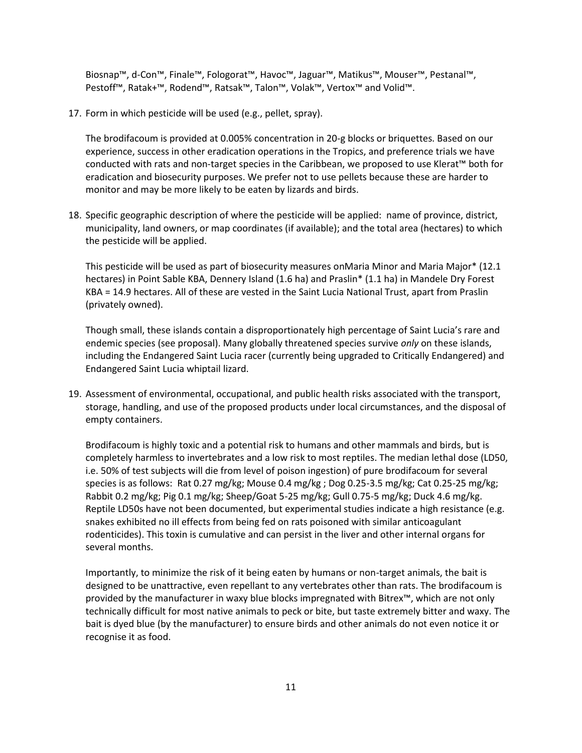Biosnap™, d-Con™, Finale™, Fologorat™, Havoc™, Jaguar™, Matikus™, Mouser™, Pestanal™, Pestoff™, Ratak+™, Rodend™, Ratsak™, Talon™, Volak™, Vertox™ and Volid™.

17. Form in which pesticide will be used (e.g., pellet, spray).

    The brodifacoum is provided at 0.005% concentration in 20-g blocks or briquettes. Based on our experience, success in other eradication operations in the Tropics, and preference trials we have conducted with rats and non-target species in the Caribbean, we proposed to use Klerat™ both for eradication and biosecurity purposes. We prefer not to use pellets because these are harder to monitor and may be more likely to be eaten by lizards and birds.

18. Specific geographic description of where the pesticide will be applied: name of province, district, municipality, land owners, or map coordinates (if available); and the total area (hectares) to which the pesticide will be applied.

    This pesticide will be used as part of biosecurity measures onMaria Minor and Maria Major* (12.1 hectares) in Point Sable KBA, Dennery Island (1.6 ha) and Praslin* (1.1 ha) in Mandele Dry Forest KBA = 14.9 hectares. All of these are vested in the Saint Lucia National Trust, apart from Praslin (privately owned).

    Though small, these islands contain a disproportionately high percentage of Saint Lucia's rare and endemic species (see proposal). Many globally threatened species survive *only* on these islands, including the Endangered Saint Lucia racer (currently being upgraded to Critically Endangered) and Endangered Saint Lucia whiptail lizard.

19. Assessment of environmental, occupational, and public health risks associated with the transport, storage, handling, and use of the proposed products under local circumstances, and the disposal of empty containers.

    Brodifacoum is highly toxic and a potential risk to humans and other mammals and birds, but is completely harmless to invertebrates and a low risk to most reptiles. The median lethal dose (LD50, i.e. 50% of test subjects will die from level of poison ingestion) of pure brodifacoum for several species is as follows: Rat 0.27 mg/kg; Mouse 0.4 mg/kg ; Dog 0.25-3.5 mg/kg; Cat 0.25-25 mg/kg; Rabbit 0.2 mg/kg; Pig 0.1 mg/kg; Sheep/Goat 5-25 mg/kg; Gull 0.75-5 mg/kg; Duck 4.6 mg/kg. Reptile LD50s have not been documented, but experimental studies indicate a high resistance (e.g. snakes exhibited no ill effects from being fed on rats poisoned with similar anticoagulant rodenticides). This toxin is cumulative and can persist in the liver and other internal organs for several months.

    Importantly, to minimize the risk of it being eaten by humans or non-target animals, the bait is designed to be unattractive, even repellant to any vertebrates other than rats. The brodifacoum is provided by the manufacturer in waxy blue blocks impregnated with Bitrex™, which are not only technically difficult for most native animals to peck or bite, but taste extremely bitter and waxy. The bait is dyed blue (by the manufacturer) to ensure birds and other animals do not even notice it or recognise it as food.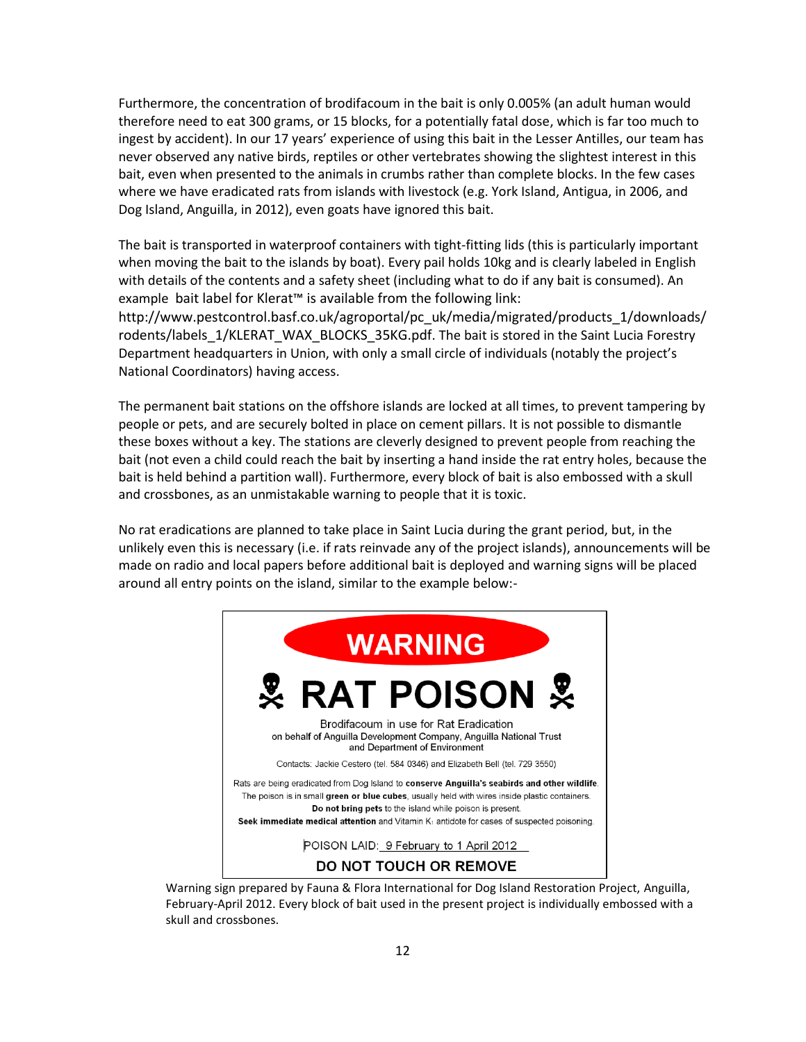Furthermore, the concentration of brodifacoum in the bait is only 0.005% (an adult human would therefore need to eat 300 grams, or 15 blocks, for a potentially fatal dose, which is far too much to ingest by accident). In our 17 years' experience of using this bait in the Lesser Antilles, our team has never observed any native birds, reptiles or other vertebrates showing the slightest interest in this bait, even when presented to the animals in crumbs rather than complete blocks. In the few cases where we have eradicated rats from islands with livestock (e.g. York Island, Antigua, in 2006, and Dog Island, Anguilla, in 2012), even goats have ignored this bait.

The bait is transported in waterproof containers with tight-fitting lids (this is particularly important when moving the bait to the islands by boat). Every pail holds 10kg and is clearly labeled in English with details of the contents and a safety sheet (including what to do if any bait is consumed). An example bait label for Klerat™ is available from the following link: http://www.pestcontrol.basf.co.uk/agroportal/pc_uk/media/migrated/products_1/downloads/rodents/labels_1/KLERAT_WAX_BLOCKS_35KG.pdf. The bait is stored in the Saint Lucia Forestry Department headquarters in Union, with only a small circle of individuals (notably the project's National Coordinators) having access.

The permanent bait stations on the offshore islands are locked at all times, to prevent tampering by people or pets, and are securely bolted in place on cement pillars. It is not possible to dismantle these boxes without a key. The stations are cleverly designed to prevent people from reaching the bait (not even a child could reach the bait by inserting a hand inside the rat entry holes, because the bait is held behind a partition wall). Furthermore, every block of bait is also embossed with a skull and crossbones, as an unmistakable warning to people that it is toxic.

No rat eradications are planned to take place in Saint Lucia during the grant period, but, in the unlikely even this is necessary (i.e. if rats reinvade any of the project islands), announcements will be made on radio and local papers before additional bait is deployed and warning signs will be placed around all entry points on the island, similar to the example below:-

**WARNING**

**☠ RAT POISON ☠**

Brodifacoum in use for Rat Eradication
on behalf of Anguilla Development Company, Anguilla National Trust
and Department of Environment

Contacts: Jackie Cestero (tel. 584 0346) and Elizabeth Bell (tel. 729 3550)

Rats are being eradicated from Dog Island to **conserve Anguilla's seabirds and other wildlife**.
The poison is in small **green or blue cubes**, usually held with wires inside plastic containers.
**Do not bring pets** to the island while poison is present.
**Seek immediate medical attention** and Vitamin $K_1$ antidote for cases of suspected poisoning.

POISON LAID: 9 February to 1 April 2012

**DO NOT TOUCH OR REMOVE**

Warning sign prepared by Fauna & Flora International for Dog Island Restoration Project, Anguilla, February-April 2012. Every block of bait used in the present project is individually embossed with a skull and crossbones.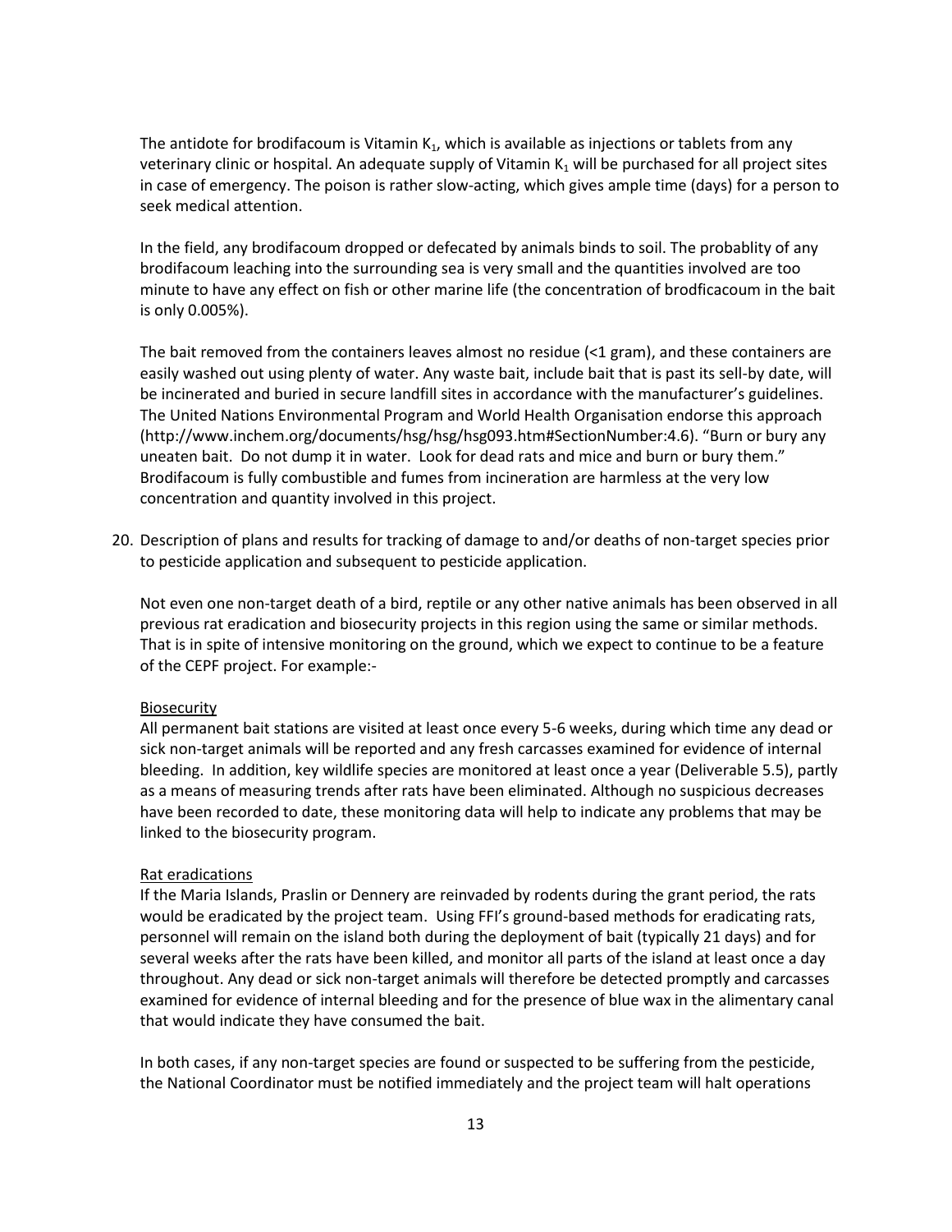The antidote for brodifacoum is Vitamin $K_1$, which is available as injections or tablets from any veterinary clinic or hospital. An adequate supply of Vitamin $K_1$ will be purchased for all project sites in case of emergency. The poison is rather slow-acting, which gives ample time (days) for a person to seek medical attention.

In the field, any brodifacoum dropped or defecated by animals binds to soil. The probablity of any brodifacoum leaching into the surrounding sea is very small and the quantities involved are too minute to have any effect on fish or other marine life (the concentration of brodficacoum in the bait is only 0.005%).

The bait removed from the containers leaves almost no residue (<1 gram), and these containers are easily washed out using plenty of water. Any waste bait, include bait that is past its sell-by date, will be incinerated and buried in secure landfill sites in accordance with the manufacturer's guidelines. The United Nations Environmental Program and World Health Organisation endorse this approach (http://www.inchem.org/documents/hsg/hsg/hsg093.htm#SectionNumber:4.6). "Burn or bury any uneaten bait. Do not dump it in water. Look for dead rats and mice and burn or bury them." Brodifacoum is fully combustible and fumes from incineration are harmless at the very low concentration and quantity involved in this project.

20. Description of plans and results for tracking of damage to and/or deaths of non-target species prior to pesticide application and subsequent to pesticide application.

    Not even one non-target death of a bird, reptile or any other native animals has been observed in all previous rat eradication and biosecurity projects in this region using the same or similar methods. That is in spite of intensive monitoring on the ground, which we expect to continue to be a feature of the CEPF project. For example:-

    Biosecurity

    All permanent bait stations are visited at least once every 5-6 weeks, during which time any dead or sick non-target animals will be reported and any fresh carcasses examined for evidence of internal bleeding. In addition, key wildlife species are monitored at least once a year (Deliverable 5.5), partly as a means of measuring trends after rats have been eliminated. Although no suspicious decreases have been recorded to date, these monitoring data will help to indicate any problems that may be linked to the biosecurity program.

    Rat eradications

    If the Maria Islands, Praslin or Dennery are reinvaded by rodents during the grant period, the rats would be eradicated by the project team. Using FFI's ground-based methods for eradicating rats, personnel will remain on the island both during the deployment of bait (typically 21 days) and for several weeks after the rats have been killed, and monitor all parts of the island at least once a day throughout. Any dead or sick non-target animals will therefore be detected promptly and carcasses examined for evidence of internal bleeding and for the presence of blue wax in the alimentary canal that would indicate they have consumed the bait.

    In both cases, if any non-target species are found or suspected to be suffering from the pesticide, the National Coordinator must be notified immediately and the project team will halt operations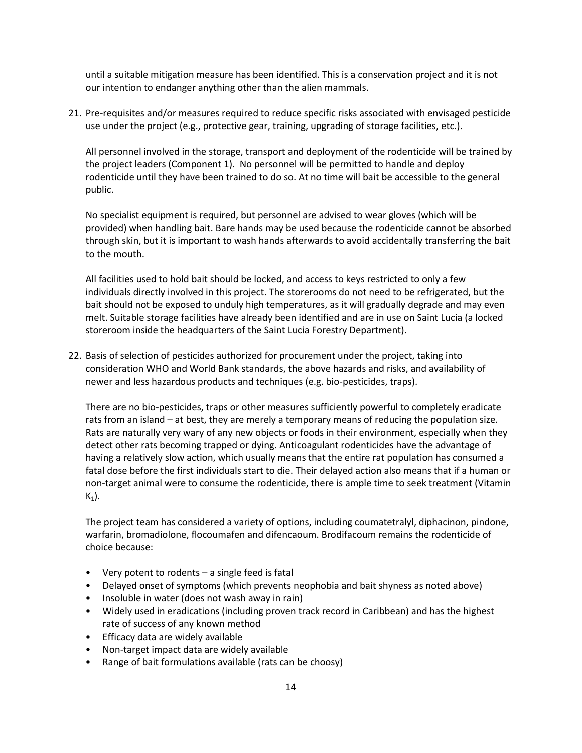until a suitable mitigation measure has been identified. This is a conservation project and it is not our intention to endanger anything other than the alien mammals.

21. Pre-requisites and/or measures required to reduce specific risks associated with envisaged pesticide use under the project (e.g., protective gear, training, upgrading of storage facilities, etc.).

    All personnel involved in the storage, transport and deployment of the rodenticide will be trained by the project leaders (Component 1). No personnel will be permitted to handle and deploy rodenticide until they have been trained to do so. At no time will bait be accessible to the general public.

    No specialist equipment is required, but personnel are advised to wear gloves (which will be provided) when handling bait. Bare hands may be used because the rodenticide cannot be absorbed through skin, but it is important to wash hands afterwards to avoid accidentally transferring the bait to the mouth.

    All facilities used to hold bait should be locked, and access to keys restricted to only a few individuals directly involved in this project. The storerooms do not need to be refrigerated, but the bait should not be exposed to unduly high temperatures, as it will gradually degrade and may even melt. Suitable storage facilities have already been identified and are in use on Saint Lucia (a locked storeroom inside the headquarters of the Saint Lucia Forestry Department).

22. Basis of selection of pesticides authorized for procurement under the project, taking into consideration WHO and World Bank standards, the above hazards and risks, and availability of newer and less hazardous products and techniques (e.g. bio-pesticides, traps).

    There are no bio-pesticides, traps or other measures sufficiently powerful to completely eradicate rats from an island – at best, they are merely a temporary means of reducing the population size. Rats are naturally very wary of any new objects or foods in their environment, especially when they detect other rats becoming trapped or dying. Anticoagulant rodenticides have the advantage of having a relatively slow action, which usually means that the entire rat population has consumed a fatal dose before the first individuals start to die. Their delayed action also means that if a human or non-target animal were to consume the rodenticide, there is ample time to seek treatment (Vitamin $K_1$).

    The project team has considered a variety of options, including coumatetralyl, diphacinon, pindone, warfarin, bromadiolone, flocoumafen and difencaoum. Brodifacoum remains the rodenticide of choice because:

    - Very potent to rodents – a single feed is fatal
    - Delayed onset of symptoms (which prevents neophobia and bait shyness as noted above)
    - Insoluble in water (does not wash away in rain)
    - Widely used in eradications (including proven track record in Caribbean) and has the highest rate of success of any known method
    - Efficacy data are widely available
    - Non-target impact data are widely available
    - Range of bait formulations available (rats can be choosy)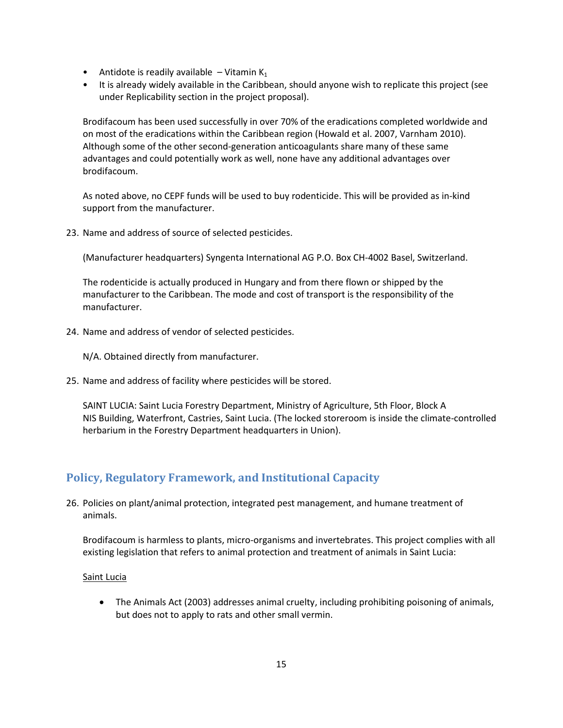- Antidote is readily available – Vitamin $K_1$
- It is already widely available in the Caribbean, should anyone wish to replicate this project (see under Replicability section in the project proposal).

Brodifacoum has been used successfully in over 70% of the eradications completed worldwide and on most of the eradications within the Caribbean region (Howald et al. 2007, Varnham 2010). Although some of the other second-generation anticoagulants share many of these same advantages and could potentially work as well, none have any additional advantages over brodifacoum.

As noted above, no CEPF funds will be used to buy rodenticide. This will be provided as in-kind support from the manufacturer.

23. Name and address of source of selected pesticides.

    (Manufacturer headquarters) Syngenta International AG P.O. Box CH-4002 Basel, Switzerland.

    The rodenticide is actually produced in Hungary and from there flown or shipped by the manufacturer to the Caribbean. The mode and cost of transport is the responsibility of the manufacturer.

24. Name and address of vendor of selected pesticides.

    N/A. Obtained directly from manufacturer.

25. Name and address of facility where pesticides will be stored.

    SAINT LUCIA: Saint Lucia Forestry Department, Ministry of Agriculture, 5th Floor, Block A NIS Building, Waterfront, Castries, Saint Lucia. (The locked storeroom is inside the climate-controlled herbarium in the Forestry Department headquarters in Union).

## Policy, Regulatory Framework, and Institutional Capacity

26. Policies on plant/animal protection, integrated pest management, and humane treatment of animals.

    Brodifacoum is harmless to plants, micro-organisms and invertebrates. This project complies with all existing legislation that refers to animal protection and treatment of animals in Saint Lucia:

    <u>Saint Lucia</u>

    - The Animals Act (2003) addresses animal cruelty, including prohibiting poisoning of animals, but does not to apply to rats and other small vermin.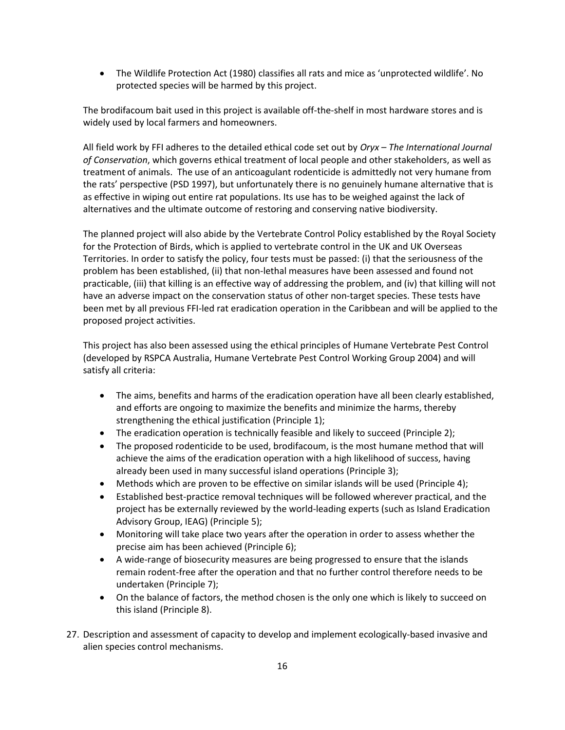- The Wildlife Protection Act (1980) classifies all rats and mice as 'unprotected wildlife'. No protected species will be harmed by this project.

The brodifacoum bait used in this project is available off-the-shelf in most hardware stores and is widely used by local farmers and homeowners.

All field work by FFI adheres to the detailed ethical code set out by *Oryx – The International Journal of Conservation*, which governs ethical treatment of local people and other stakeholders, as well as treatment of animals. The use of an anticoagulant rodenticide is admittedly not very humane from the rats' perspective (PSD 1997), but unfortunately there is no genuinely humane alternative that is as effective in wiping out entire rat populations. Its use has to be weighed against the lack of alternatives and the ultimate outcome of restoring and conserving native biodiversity.

The planned project will also abide by the Vertebrate Control Policy established by the Royal Society for the Protection of Birds, which is applied to vertebrate control in the UK and UK Overseas Territories. In order to satisfy the policy, four tests must be passed: (i) that the seriousness of the problem has been established, (ii) that non-lethal measures have been assessed and found not practicable, (iii) that killing is an effective way of addressing the problem, and (iv) that killing will not have an adverse impact on the conservation status of other non-target species. These tests have been met by all previous FFI-led rat eradication operation in the Caribbean and will be applied to the proposed project activities.

This project has also been assessed using the ethical principles of Humane Vertebrate Pest Control (developed by RSPCA Australia, Humane Vertebrate Pest Control Working Group 2004) and will satisfy all criteria:

- The aims, benefits and harms of the eradication operation have all been clearly established, and efforts are ongoing to maximize the benefits and minimize the harms, thereby strengthening the ethical justification (Principle 1);
- The eradication operation is technically feasible and likely to succeed (Principle 2);
- The proposed rodenticide to be used, brodifacoum, is the most humane method that will achieve the aims of the eradication operation with a high likelihood of success, having already been used in many successful island operations (Principle 3);
- Methods which are proven to be effective on similar islands will be used (Principle 4);
- Established best-practice removal techniques will be followed wherever practical, and the project has be externally reviewed by the world-leading experts (such as Island Eradication Advisory Group, IEAG) (Principle 5);
- Monitoring will take place two years after the operation in order to assess whether the precise aim has been achieved (Principle 6);
- A wide-range of biosecurity measures are being progressed to ensure that the islands remain rodent-free after the operation and that no further control therefore needs to be undertaken (Principle 7);
- On the balance of factors, the method chosen is the only one which is likely to succeed on this island (Principle 8).

27. Description and assessment of capacity to develop and implement ecologically-based invasive and alien species control mechanisms.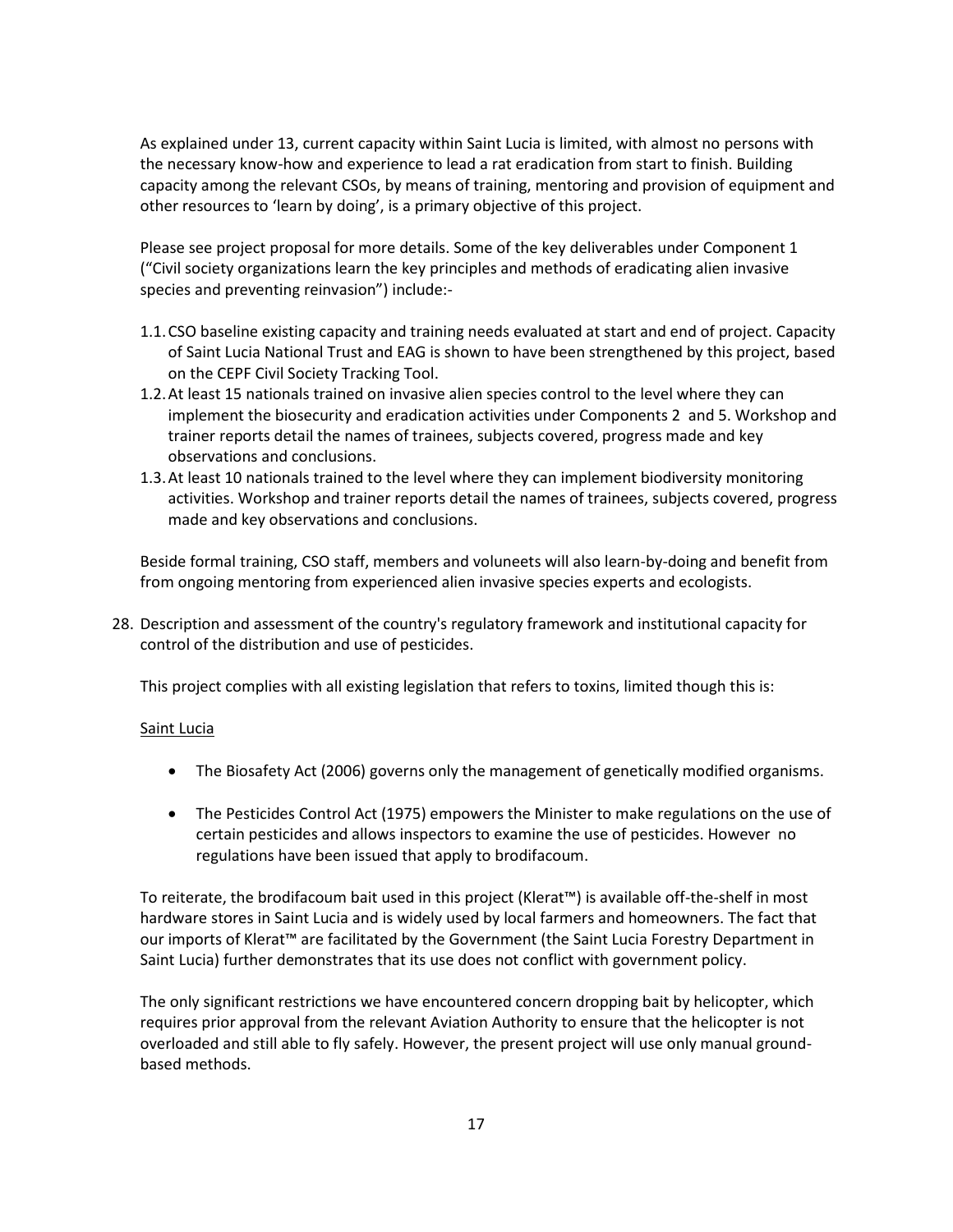As explained under 13, current capacity within Saint Lucia is limited, with almost no persons with the necessary know-how and experience to lead a rat eradication from start to finish. Building capacity among the relevant CSOs, by means of training, mentoring and provision of equipment and other resources to 'learn by doing', is a primary objective of this project.

Please see project proposal for more details. Some of the key deliverables under Component 1 ("Civil society organizations learn the key principles and methods of eradicating alien invasive species and preventing reinvasion") include:-

1.1. CSO baseline existing capacity and training needs evaluated at start and end of project. Capacity of Saint Lucia National Trust and EAG is shown to have been strengthened by this project, based on the CEPF Civil Society Tracking Tool.
1.2. At least 15 nationals trained on invasive alien species control to the level where they can implement the biosecurity and eradication activities under Components 2 and 5. Workshop and trainer reports detail the names of trainees, subjects covered, progress made and key observations and conclusions.
1.3. At least 10 nationals trained to the level where they can implement biodiversity monitoring activities. Workshop and trainer reports detail the names of trainees, subjects covered, progress made and key observations and conclusions.

Beside formal training, CSO staff, members and voluneets will also learn-by-doing and benefit from from ongoing mentoring from experienced alien invasive species experts and ecologists.

28. Description and assessment of the country's regulatory framework and institutional capacity for control of the distribution and use of pesticides.

This project complies with all existing legislation that refers to toxins, limited though this is:

Saint Lucia

- The Biosafety Act (2006) governs only the management of genetically modified organisms.
- The Pesticides Control Act (1975) empowers the Minister to make regulations on the use of certain pesticides and allows inspectors to examine the use of pesticides. However no regulations have been issued that apply to brodifacoum.

To reiterate, the brodifacoum bait used in this project (Klerat™) is available off-the-shelf in most hardware stores in Saint Lucia and is widely used by local farmers and homeowners. The fact that our imports of Klerat™ are facilitated by the Government (the Saint Lucia Forestry Department in Saint Lucia) further demonstrates that its use does not conflict with government policy.

The only significant restrictions we have encountered concern dropping bait by helicopter, which requires prior approval from the relevant Aviation Authority to ensure that the helicopter is not overloaded and still able to fly safely. However, the present project will use only manual ground-based methods.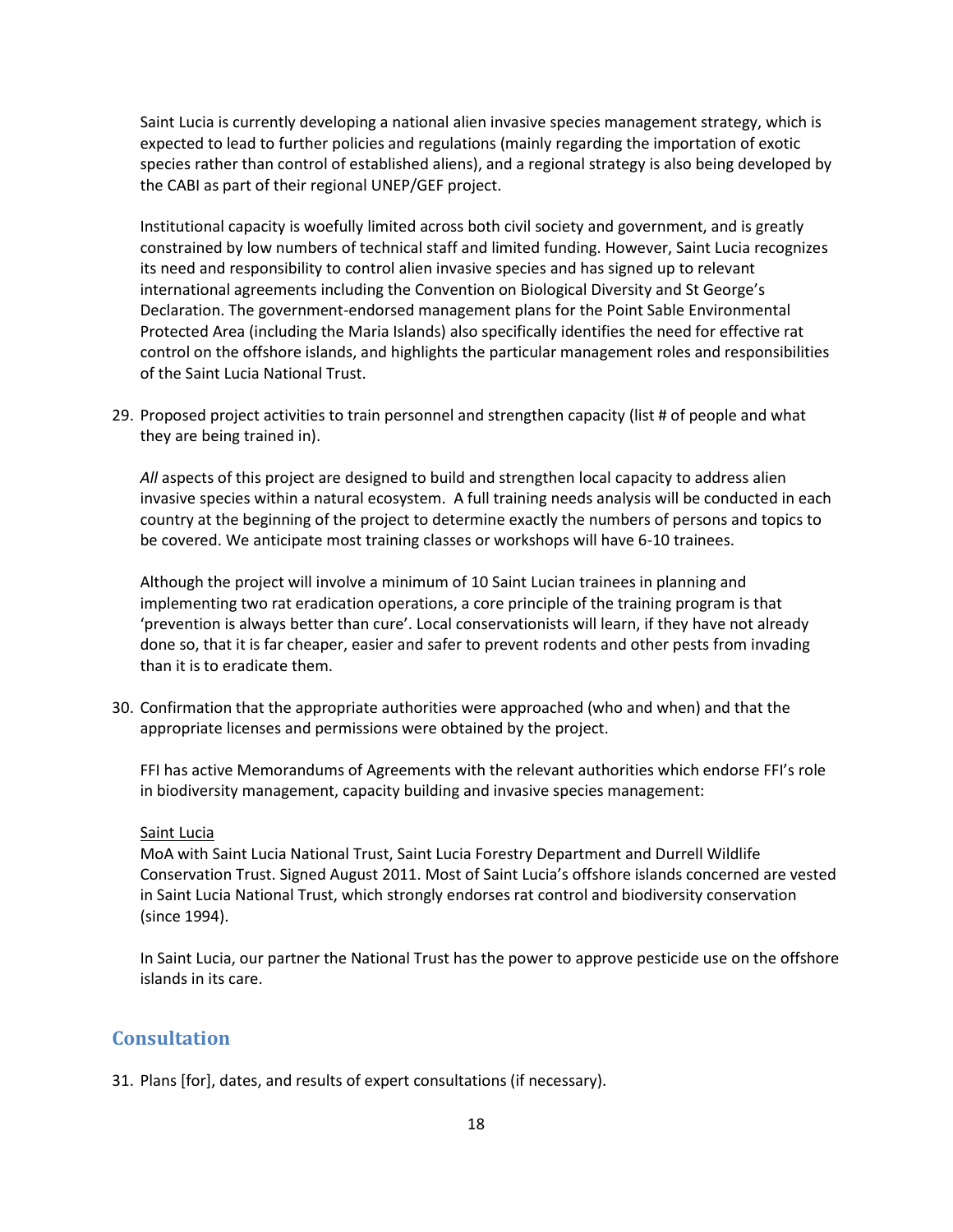Saint Lucia is currently developing a national alien invasive species management strategy, which is expected to lead to further policies and regulations (mainly regarding the importation of exotic species rather than control of established aliens), and a regional strategy is also being developed by the CABI as part of their regional UNEP/GEF project.

Institutional capacity is woefully limited across both civil society and government, and is greatly constrained by low numbers of technical staff and limited funding. However, Saint Lucia recognizes its need and responsibility to control alien invasive species and has signed up to relevant international agreements including the Convention on Biological Diversity and St George's Declaration. The government-endorsed management plans for the Point Sable Environmental Protected Area (including the Maria Islands) also specifically identifies the need for effective rat control on the offshore islands, and highlights the particular management roles and responsibilities of the Saint Lucia National Trust.

29. Proposed project activities to train personnel and strengthen capacity (list # of people and what they are being trained in).

    *All* aspects of this project are designed to build and strengthen local capacity to address alien invasive species within a natural ecosystem. A full training needs analysis will be conducted in each country at the beginning of the project to determine exactly the numbers of persons and topics to be covered. We anticipate most training classes or workshops will have 6-10 trainees.

    Although the project will involve a minimum of 10 Saint Lucian trainees in planning and implementing two rat eradication operations, a core principle of the training program is that 'prevention is always better than cure'. Local conservationists will learn, if they have not already done so, that it is far cheaper, easier and safer to prevent rodents and other pests from invading than it is to eradicate them.

30. Confirmation that the appropriate authorities were approached (who and when) and that the appropriate licenses and permissions were obtained by the project.

    FFI has active Memorandums of Agreements with the relevant authorities which endorse FFI's role in biodiversity management, capacity building and invasive species management:

    <u>Saint Lucia</u>
    MoA with Saint Lucia National Trust, Saint Lucia Forestry Department and Durrell Wildlife Conservation Trust. Signed August 2011. Most of Saint Lucia's offshore islands concerned are vested in Saint Lucia National Trust, which strongly endorses rat control and biodiversity conservation (since 1994).

    In Saint Lucia, our partner the National Trust has the power to approve pesticide use on the offshore islands in its care.

## Consultation

31. Plans [for], dates, and results of expert consultations (if necessary).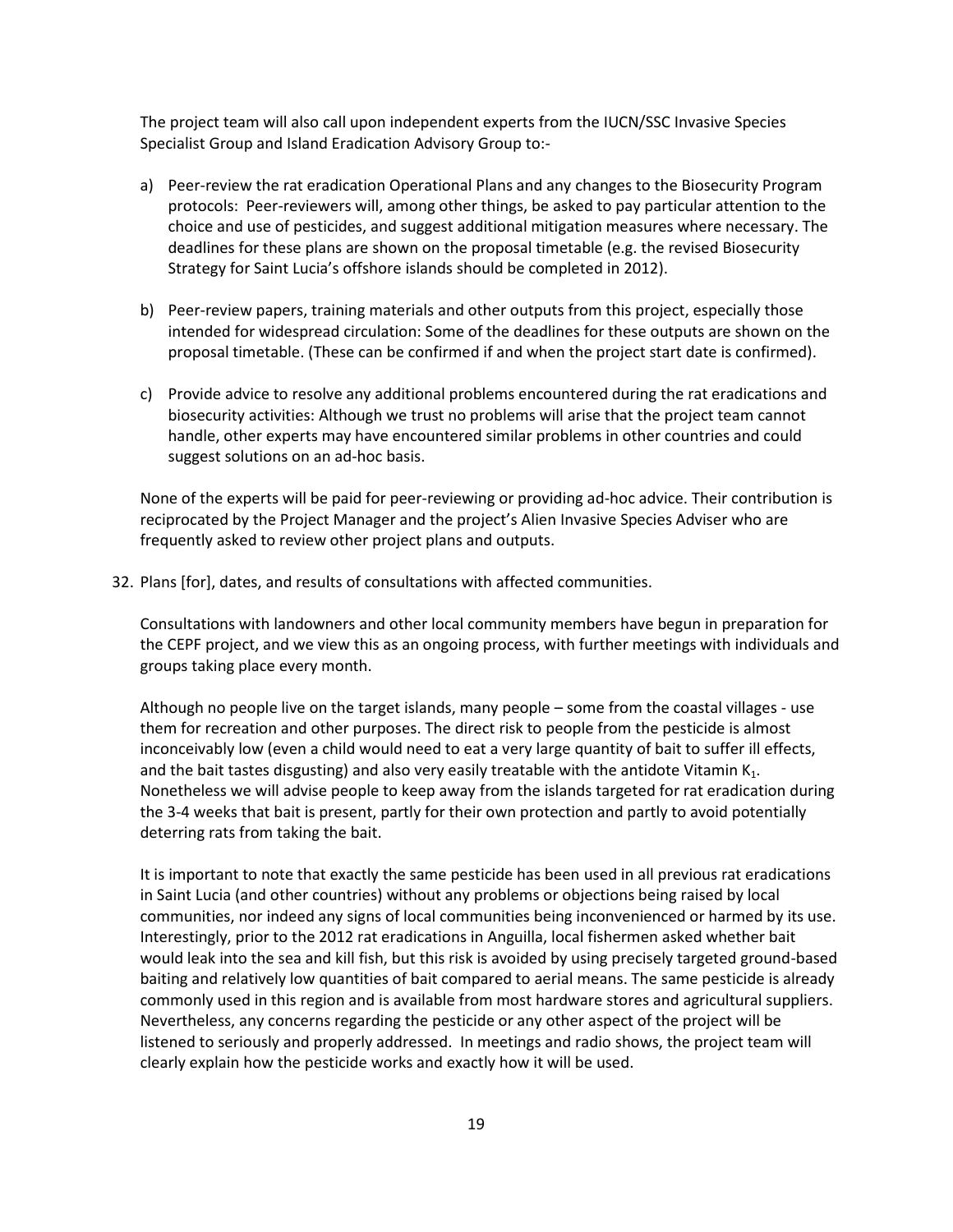The project team will also call upon independent experts from the IUCN/SSC Invasive Species Specialist Group and Island Eradication Advisory Group to:-

a) Peer-review the rat eradication Operational Plans and any changes to the Biosecurity Program protocols: Peer-reviewers will, among other things, be asked to pay particular attention to the choice and use of pesticides, and suggest additional mitigation measures where necessary. The deadlines for these plans are shown on the proposal timetable (e.g. the revised Biosecurity Strategy for Saint Lucia's offshore islands should be completed in 2012).

b) Peer-review papers, training materials and other outputs from this project, especially those intended for widespread circulation: Some of the deadlines for these outputs are shown on the proposal timetable. (These can be confirmed if and when the project start date is confirmed).

c) Provide advice to resolve any additional problems encountered during the rat eradications and biosecurity activities: Although we trust no problems will arise that the project team cannot handle, other experts may have encountered similar problems in other countries and could suggest solutions on an ad-hoc basis.

None of the experts will be paid for peer-reviewing or providing ad-hoc advice. Their contribution is reciprocated by the Project Manager and the project's Alien Invasive Species Adviser who are frequently asked to review other project plans and outputs.

32. Plans [for], dates, and results of consultations with affected communities.

Consultations with landowners and other local community members have begun in preparation for the CEPF project, and we view this as an ongoing process, with further meetings with individuals and groups taking place every month.

Although no people live on the target islands, many people – some from the coastal villages - use them for recreation and other purposes. The direct risk to people from the pesticide is almost inconceivably low (even a child would need to eat a very large quantity of bait to suffer ill effects, and the bait tastes disgusting) and also very easily treatable with the antidote Vitamin $K_1$. Nonetheless we will advise people to keep away from the islands targeted for rat eradication during the 3-4 weeks that bait is present, partly for their own protection and partly to avoid potentially deterring rats from taking the bait.

It is important to note that exactly the same pesticide has been used in all previous rat eradications in Saint Lucia (and other countries) without any problems or objections being raised by local communities, nor indeed any signs of local communities being inconvenienced or harmed by its use. Interestingly, prior to the 2012 rat eradications in Anguilla, local fishermen asked whether bait would leak into the sea and kill fish, but this risk is avoided by using precisely targeted ground-based baiting and relatively low quantities of bait compared to aerial means. The same pesticide is already commonly used in this region and is available from most hardware stores and agricultural suppliers. Nevertheless, any concerns regarding the pesticide or any other aspect of the project will be listened to seriously and properly addressed. In meetings and radio shows, the project team will clearly explain how the pesticide works and exactly how it will be used.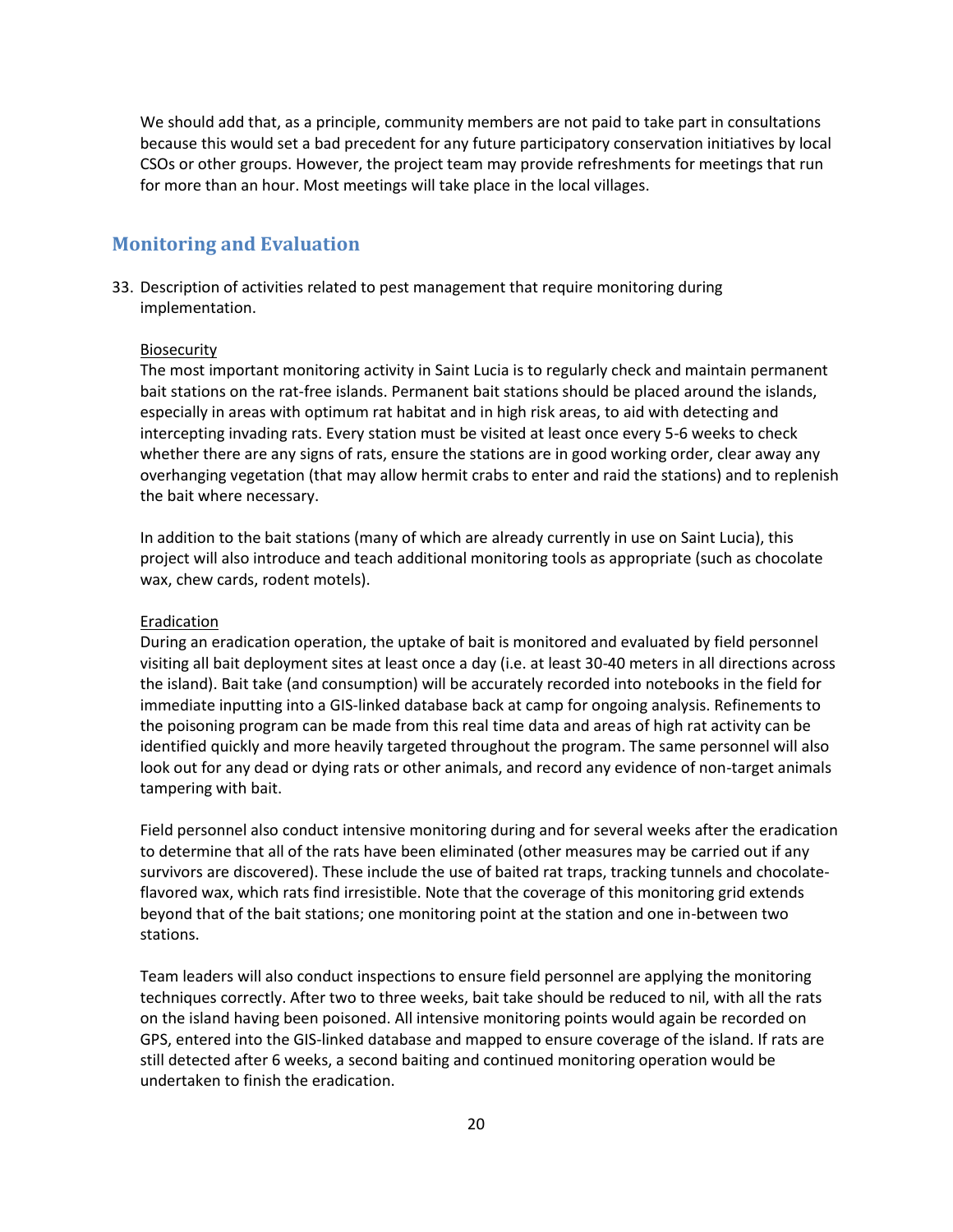We should add that, as a principle, community members are not paid to take part in consultations because this would set a bad precedent for any future participatory conservation initiatives by local CSOs or other groups. However, the project team may provide refreshments for meetings that run for more than an hour. Most meetings will take place in the local villages.

## Monitoring and Evaluation

33. Description of activities related to pest management that require monitoring during implementation.

    Biosecurity

    The most important monitoring activity in Saint Lucia is to regularly check and maintain permanent bait stations on the rat-free islands. Permanent bait stations should be placed around the islands, especially in areas with optimum rat habitat and in high risk areas, to aid with detecting and intercepting invading rats. Every station must be visited at least once every 5-6 weeks to check whether there are any signs of rats, ensure the stations are in good working order, clear away any overhanging vegetation (that may allow hermit crabs to enter and raid the stations) and to replenish the bait where necessary.

    In addition to the bait stations (many of which are already currently in use on Saint Lucia), this project will also introduce and teach additional monitoring tools as appropriate (such as chocolate wax, chew cards, rodent motels).

    Eradication

    During an eradication operation, the uptake of bait is monitored and evaluated by field personnel visiting all bait deployment sites at least once a day (i.e. at least 30-40 meters in all directions across the island). Bait take (and consumption) will be accurately recorded into notebooks in the field for immediate inputting into a GIS-linked database back at camp for ongoing analysis. Refinements to the poisoning program can be made from this real time data and areas of high rat activity can be identified quickly and more heavily targeted throughout the program. The same personnel will also look out for any dead or dying rats or other animals, and record any evidence of non-target animals tampering with bait.

    Field personnel also conduct intensive monitoring during and for several weeks after the eradication to determine that all of the rats have been eliminated (other measures may be carried out if any survivors are discovered). These include the use of baited rat traps, tracking tunnels and chocolate-flavored wax, which rats find irresistible. Note that the coverage of this monitoring grid extends beyond that of the bait stations; one monitoring point at the station and one in-between two stations.

    Team leaders will also conduct inspections to ensure field personnel are applying the monitoring techniques correctly. After two to three weeks, bait take should be reduced to nil, with all the rats on the island having been poisoned. All intensive monitoring points would again be recorded on GPS, entered into the GIS-linked database and mapped to ensure coverage of the island. If rats are still detected after 6 weeks, a second baiting and continued monitoring operation would be undertaken to finish the eradication.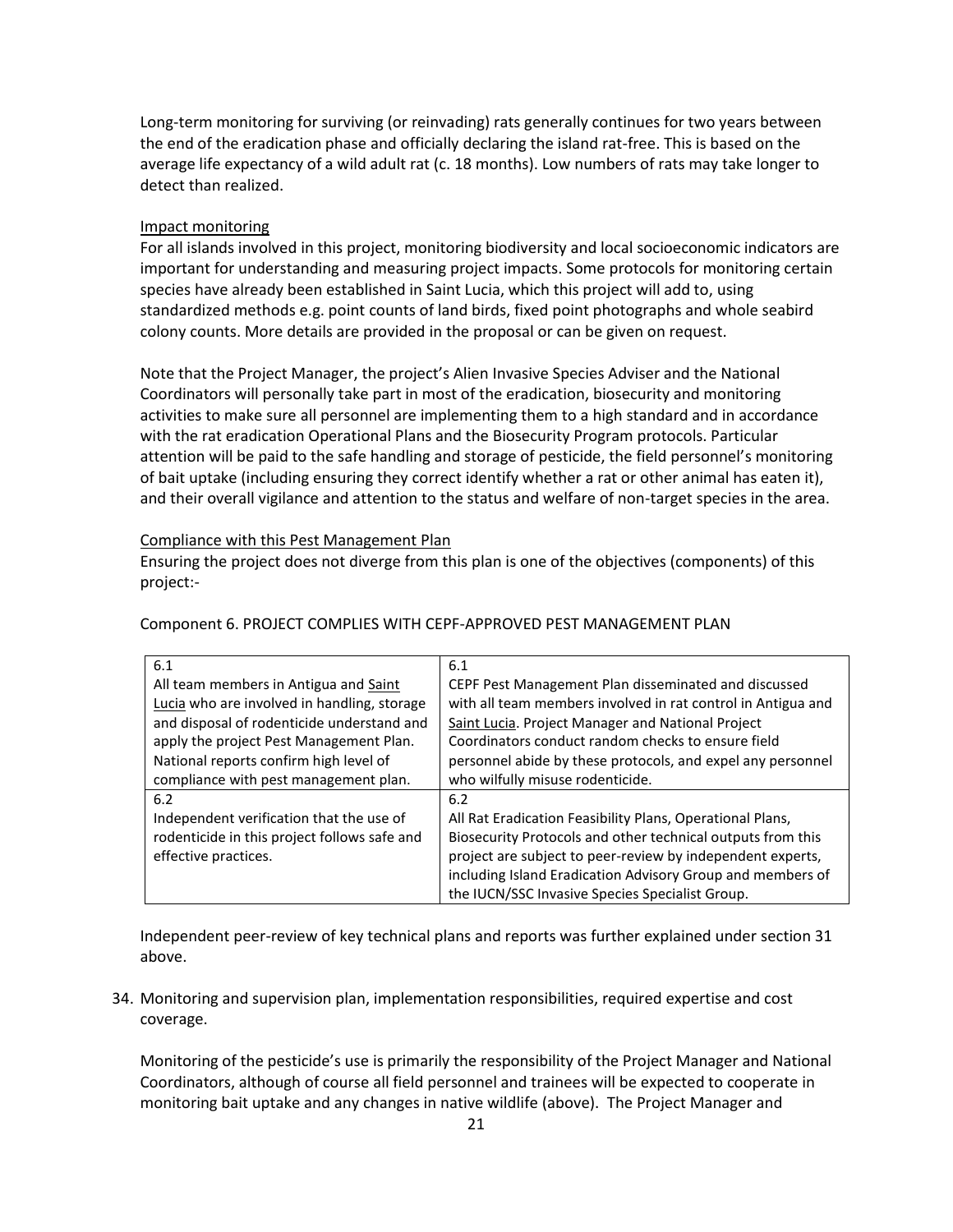Long-term monitoring for surviving (or reinvading) rats generally continues for two years between the end of the eradication phase and officially declaring the island rat-free. This is based on the average life expectancy of a wild adult rat (c. 18 months). Low numbers of rats may take longer to detect than realized.

Impact monitoring

For all islands involved in this project, monitoring biodiversity and local socioeconomic indicators are important for understanding and measuring project impacts. Some protocols for monitoring certain species have already been established in Saint Lucia, which this project will add to, using standardized methods e.g. point counts of land birds, fixed point photographs and whole seabird colony counts. More details are provided in the proposal or can be given on request.

Note that the Project Manager, the project's Alien Invasive Species Adviser and the National Coordinators will personally take part in most of the eradication, biosecurity and monitoring activities to make sure all personnel are implementing them to a high standard and in accordance with the rat eradication Operational Plans and the Biosecurity Program protocols. Particular attention will be paid to the safe handling and storage of pesticide, the field personnel's monitoring of bait uptake (including ensuring they correct identify whether a rat or other animal has eaten it), and their overall vigilance and attention to the status and welfare of non-target species in the area.

Compliance with this Pest Management Plan

Ensuring the project does not diverge from this plan is one of the objectives (components) of this project:-

Component 6. PROJECT COMPLIES WITH CEPF-APPROVED PEST MANAGEMENT PLAN

| | |
|---|---|
| 6.1<br>All team members in Antigua and Saint Lucia who are involved in handling, storage and disposal of rodenticide understand and apply the project Pest Management Plan. National reports confirm high level of compliance with pest management plan. | 6.1<br>CEPF Pest Management Plan disseminated and discussed with all team members involved in rat control in Antigua and Saint Lucia. Project Manager and National Project Coordinators conduct random checks to ensure field personnel abide by these protocols, and expel any personnel who wilfully misuse rodenticide. |
| 6.2<br>Independent verification that the use of rodenticide in this project follows safe and effective practices. | 6.2<br>All Rat Eradication Feasibility Plans, Operational Plans, Biosecurity Protocols and other technical outputs from this project are subject to peer-review by independent experts, including Island Eradication Advisory Group and members of the IUCN/SSC Invasive Species Specialist Group. |

Independent peer-review of key technical plans and reports was further explained under section 31 above.

34. Monitoring and supervision plan, implementation responsibilities, required expertise and cost coverage.

Monitoring of the pesticide's use is primarily the responsibility of the Project Manager and National Coordinators, although of course all field personnel and trainees will be expected to cooperate in monitoring bait uptake and any changes in native wildlife (above). The Project Manager and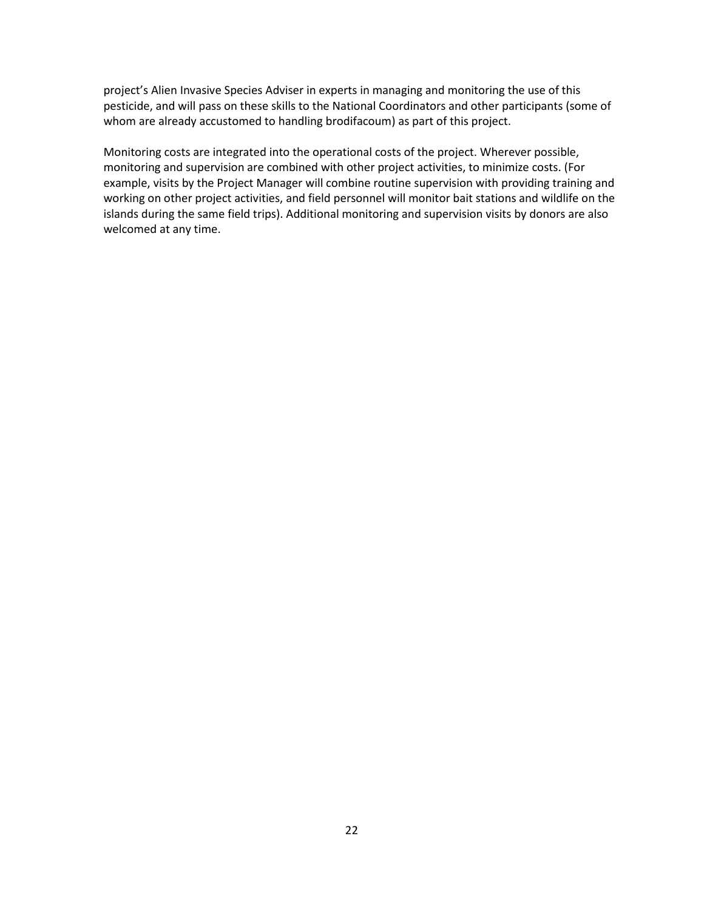project's Alien Invasive Species Adviser in experts in managing and monitoring the use of this pesticide, and will pass on these skills to the National Coordinators and other participants (some of whom are already accustomed to handling brodifacoum) as part of this project.

Monitoring costs are integrated into the operational costs of the project. Wherever possible, monitoring and supervision are combined with other project activities, to minimize costs. (For example, visits by the Project Manager will combine routine supervision with providing training and working on other project activities, and field personnel will monitor bait stations and wildlife on the islands during the same field trips). Additional monitoring and supervision visits by donors are also welcomed at any time.